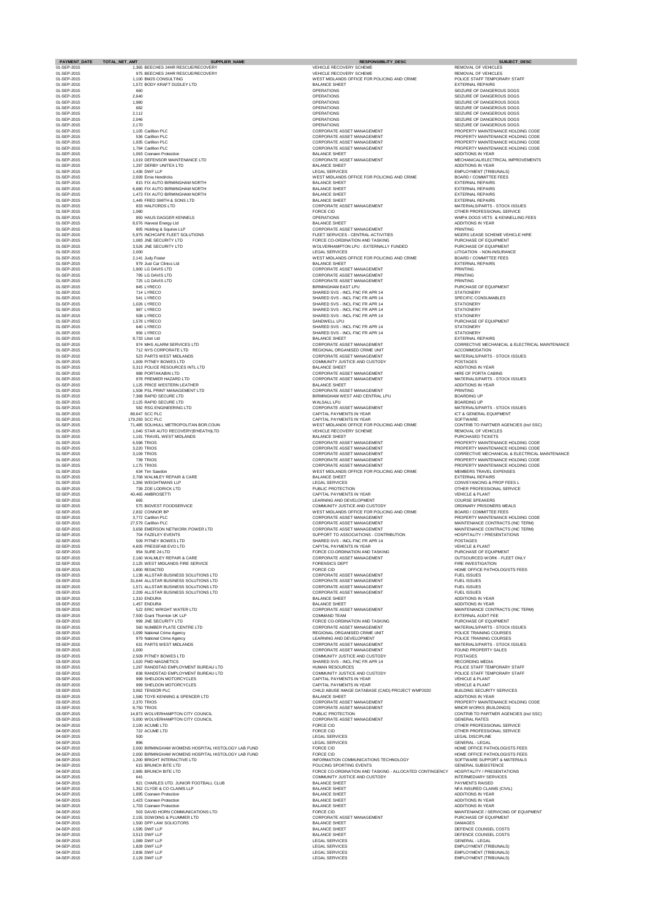| PAYMENT_DATE | TOTAL_NET_AMT | SUPPLIER_NAME | RESPONSIBILITY_DESC | SUBJECT_DESC |
|---|---|---|---|---|
| 01-SEP-2015 | 1,365 | BEECHES 24HR RESCUE/RECOVERY | VEHICLE RECOVERY SCHEME | REMOVAL OF VEHICLES |
| 01-SEP-2015 | 975 | BEECHES 24HR RESCUE/RECOVERY | VEHICLE RECOVERY SCHEME | REMOVAL OF VEHICLES |
| 01-SEP-2015 | 1,100 | BMJS CONSULTING | WEST MIDLANDS OFFICE FOR POLICING AND CRIME | POLICE STAFF TEMPORARY STAFF |
| 01-SEP-2015 | 1,572 | BODY KRAFT DUDLEY LTD | BALANCE SHEET | EXTERNAL REPAIRS |
| 01-SEP-2015 | 660 | | OPERATIONS | SEIZURE OF DANGEROUS DOGS |
| 01-SEP-2015 | 2,640 | | OPERATIONS | SEIZURE OF DANGEROUS DOGS |
| 01-SEP-2015 | 1,980 | | OPERATIONS | SEIZURE OF DANGEROUS DOGS |
| 01-SEP-2015 | 682 | | OPERATIONS | SEIZURE OF DANGEROUS DOGS |
| 01-SEP-2015 | 2,112 | | OPERATIONS | SEIZURE OF DANGEROUS DOGS |
| 01-SEP-2015 | 2,046 | | OPERATIONS | SEIZURE OF DANGEROUS DOGS |
| 01-SEP-2015 | 2,170 | | OPERATIONS | SEIZURE OF DANGEROUS DOGS |
| 01-SEP-2015 | 1,105 | Carillion PLC | CORPORATE ASSET MANAGEMENT | PROPERTY MAINTENANCE HOLDING CODE |
| 01-SEP-2015 | 536 | Carillion PLC | CORPORATE ASSET MANAGEMENT | PROPERTY MAINTENANCE HOLDING CODE |
| 01-SEP-2015 | 1,935 | Carillion PLC | CORPORATE ASSET MANAGEMENT | PROPERTY MAINTENANCE HOLDING CODE |
| 01-SEP-2015 | 1,794 | Carillion PLC | CORPORATE ASSET MANAGEMENT | PROPERTY MAINTENANCE HOLDING CODE |
| 01-SEP-2015 | 1,063 | Cooneen Protection | BALANCE SHEET | ADDITIONS IN YEAR |
| 01-SEP-2015 | 1,019 | DEFENSOR MAINTENANCE LTD | CORPORATE ASSET MANAGEMENT | MECHANICAL/ELECTRICAL IMPROVEMENTS |
| 01-SEP-2015 | 1,297 | DERBY UNITEX LTD | BALANCE SHEET | ADDITIONS IN YEAR |
| 01-SEP-2015 | 1,436 | DWF LLP | LEGAL SERVICES | EMPLOYMENT (TRIBUNALS) |
| 01-SEP-2015 | 2,009 | Ernie Hendricks | WEST MIDLANDS OFFICE FOR POLICING AND CRIME | BOARD / COMMITTEE FEES |
| 01-SEP-2015 | 815 | FIX AUTO BIRMINGHAM NORTH | BALANCE SHEET | EXTERNAL REPAIRS |
| 01-SEP-2015 | 6,680 | FIX AUTO BIRMINGHAM NORTH | BALANCE SHEET | EXTERNAL REPAIRS |
| 01-SEP-2015 | 1,473 | FIX AUTO BIRMINGHAM NORTH | BALANCE SHEET | EXTERNAL REPAIRS |
| 01-SEP-2015 | 1,445 | FRED SMITH & SONS LTD | BALANCE SHEET | EXTERNAL REPAIRS |
| 01-SEP-2015 | 833 | HALFORDS LTD | CORPORATE ASSET MANAGEMENT | MATERIALS/PARTS - STOCK ISSUES |
| 01-SEP-2015 | 1,080 | | FORCE CID | OTHER PROFESSIONAL SERVICE |
| 01-SEP-2015 | 850 | HAUS DAGGER KENNELS | OPERATIONS | WMPA DOGS VETS & KENNELLING FEES |
| 01-SEP-2015 | 8,076 | Harvest Energy Ltd | BALANCE SHEET | ADDITIONS IN YEAR |
| 01-SEP-2015 | 805 | Hickling & Squires LLP | CORPORATE ASSET MANAGEMENT | PRINTING |
| 01-SEP-2015 | 5,975 | INCHCAPE FLEET SOLUTIONS | FLEET SERVICES - CENTRAL ACTIVITIES | MGERS LEASE SCHEME VEHICLE HIRE |
| 01-SEP-2015 | 1,083 | JNE SECURITY LTD | FORCE CO-ORDINATION AND TASKING | PURCHASE OF EQUIPMENT |
| 01-SEP-2015 | 3,526 | JNE SECURITY LTD | WOLVERHAMPTON LPU - EXTERNALLY FUNDED | PURCHASE OF EQUIPMENT |
| 01-SEP-2015 | 2,000 | | LEGAL SERVICES | LITIGATION - NON-INSURANCE |
| 01-SEP-2015 | 2,141 | Judy Foster | WEST MIDLANDS OFFICE FOR POLICING AND CRIME | BOARD / COMMITTEE FEES |
| 01-SEP-2015 | 979 | Just Car Clinics Ltd | BALANCE SHEET | EXTERNAL REPAIRS |
| 01-SEP-2015 | 1,900 | LG DAVIS LTD | CORPORATE ASSET MANAGEMENT | PRINTING |
| 01-SEP-2015 | 795 | LG DAVIS LTD | CORPORATE ASSET MANAGEMENT | PRINTING |
| 01-SEP-2015 | 725 | LG DAVIS LTD | CORPORATE ASSET MANAGEMENT | PRINTING |
| 01-SEP-2015 | 845 | LYRECO | BIRMINGHAM EAST LPU | PURCHASE OF EQUIPMENT |
| 01-SEP-2015 | 714 | LYRECO | SHARED SVS - INCL FNC FR APR 14 | STATIONERY |
| 01-SEP-2015 | 541 | LYRECO | SHARED SVS - INCL FNC FR APR 14 | SPECIFIC CONSUMABLES |
| 01-SEP-2015 | 1,026 | LYRECO | SHARED SVS - INCL FNC FR APR 14 | STATIONERY |
| 01-SEP-2015 | 987 | LYRECO | SHARED SVS - INCL FNC FR APR 14 | STATIONERY |
| 01-SEP-2015 | 508 | LYRECO | SHARED SVS - INCL FNC FR APR 14 | STATIONERY |
| 01-SEP-2015 | 1,578 | LYRECO | SANDWELL LPU | PURCHASE OF EQUIPMENT |
| 01-SEP-2015 | 640 | LYRECO | SHARED SVS - INCL FNC FR APR 14 | STATIONERY |
| 01-SEP-2015 | 956 | LYRECO | SHARED SVS - INCL FNC FR APR 14 | STATIONERY |
| 01-SEP-2015 | 9,733 | Litori Ltd | BALANCE SHEET | EXTERNAL REPAIRS |
| 01-SEP-2015 | 974 | MHS ALARM SERVICES LTD | CORPORATE ASSET MANAGEMENT | CORRECTIVE MECHANICAL & ELECTRICAL MAINTENANCE |
| 01-SEP-2015 | 712 | NYS CORPORATE LTD | REGIONAL ORGANISED CRIME UNIT | ACCOMMODATION |
| 01-SEP-2015 | 523 | PARTS WEST MIDLANDS | CORPORATE ASSET MANAGEMENT | MATERIALS/PARTS - STOCK ISSUES |
| 01-SEP-2015 | 1,009 | PITNEY BOWES LTD | COMMUNITY JUSTICE AND CUSTODY | POSTAGES |
| 01-SEP-2015 | 5,313 | POLICE RESOURCES INTL LTD | BALANCE SHEET | ADDITIONS IN YEAR |
| 01-SEP-2015 | 988 | PORTAKABIN LTD | CORPORATE ASSET MANAGEMENT | HIRE OF PORTA CABINS |
| 01-SEP-2015 | 976 | PREMIER HAZARD LTD | CORPORATE ASSET MANAGEMENT | MATERIALS/PARTS - STOCK ISSUES |
| 01-SEP-2015 | 1,125 | PRICE WESTERN LEATHER | BALANCE SHEET | ADDITIONS IN YEAR |
| 01-SEP-2015 | 1,508 | PSL PRINT MANAGEMENT LTD | CORPORATE ASSET MANAGEMENT | PRINTING |
| 01-SEP-2015 | 7,368 | RAPID SECURE LTD | BIRMINGHAM WEST AND CENTRAL LPU | BOARDING UP |
| 01-SEP-2015 | 2,125 | RAPID SECURE LTD | WALSALL LPU | BOARDING UP |
| 01-SEP-2015 | 582 | RSG ENGINEERING LTD | CORPORATE ASSET MANAGEMENT | MATERIALS/PARTS - STOCK ISSUES |
| 01-SEP-2015 | 89,647 | SCC PLC | CAPITAL PAYMENTS IN YEAR | ICT & GENERAL EQUIPMENT |
| 01-SEP-2015 | 179,293 | SCC PLC | CAPITAL PAYMENTS IN YEAR | SOFTWARE |
| 01-SEP-2015 | 71,485 | SOLIHULL METROPOLITAN BOR.COUN | WEST MIDLANDS OFFICE FOR POLICING AND CRIME | CONTRIB TO PARTNER AGENCIES (incl SSC) |
| 01-SEP-2015 | 1,040 | STAR AUTO RECOVERY(B'HEATH)LTD | VEHICLE RECOVERY SCHEME | REMOVAL OF VEHICLES |
| 01-SEP-2015 | 1,191 | TRAVEL WEST MIDLANDS | BALANCE SHEET | PURCHASED TICKETS |
| 01-SEP-2015 | 6,598 | TRIOS | CORPORATE ASSET MANAGEMENT | PROPERTY MAINTENANCE HOLDING CODE |
| 01-SEP-2015 | 3,220 | TRIOS | CORPORATE ASSET MANAGEMENT | PROPERTY MAINTENANCE HOLDING CODE |
| 01-SEP-2015 | 3,109 | TRIOS | CORPORATE ASSET MANAGEMENT | CORRECTIVE MECHANICAL & ELECTRICAL MAINTENANCE |
| 01-SEP-2015 | 739 | TRIOS | CORPORATE ASSET MANAGEMENT | PROPERTY MAINTENANCE HOLDING CODE |
| 01-SEP-2015 | 1,175 | TRIOS | CORPORATE ASSET MANAGEMENT | PROPERTY MAINTENANCE HOLDING CODE |
| 01-SEP-2015 | 634 | Tim Sawdon | WEST MIDLANDS OFFICE FOR POLICING AND CRIME | MEMBERS TRAVEL EXPENSES |
| 01-SEP-2015 | 2,708 | WALMLEY REPAIR & CARE | BALANCE SHEET | EXTERNAL REPAIRS |
| 01-SEP-2015 | 1,356 | WEIGHTMANS LLP | LEGAL SERVICES | CONVEYANCING & PROP FEES L |
| 01-SEP-2015 | 739 | ZOE LODRICK LTD | PUBLIC PROTECTION | OTHER PROFESSIONAL SERVICE |
| 02-SEP-2015 | 40,465 | AMBROSETTI | CAPITAL PAYMENTS IN YEAR | VEHICLE & PLANT |
| 02-SEP-2015 | 665 | | LEARNING AND DEVELOPMENT | COURSE SPEAKERS |
| 02-SEP-2015 | 575 | BIDVEST FOODSERVICE | COMMUNITY JUSTICE AND CUSTODY | ORDINARY PRISONERS MEALS |
| 02-SEP-2015 | 2,832 | CONNOR BP | WEST MIDLANDS OFFICE FOR POLICING AND CRIME | BOARD / COMMITTEE FEES |
| 02-SEP-2015 | 3,772 | Carillion PLC | CORPORATE ASSET MANAGEMENT | PROPERTY MAINTENANCE HOLDING CODE |
| 02-SEP-2015 | 27,579 | Carillion PLC | CORPORATE ASSET MANAGEMENT | MAINTENANCE CONTRACTS (INC TERM) |
| 02-SEP-2015 | 3,658 | EMERSON NETWORK POWER LTD | CORPORATE ASSET MANAGEMENT | MAINTENANCE CONTRACTS (INC TERM) |
| 02-SEP-2015 | 704 | FAZELEY EVENTS | SUPPORT TO ASSOCIATIONS - CONTRIBUTION | HOSPITALITY / PRESENTATIONS |
| 02-SEP-2015 | 509 | PITNEY BOWES LTD | SHARED SVS - INCL FNC FR APR 14 | POSTAGES |
| 02-SEP-2015 | 4,605 | PRESSFAB EVO LTD | CAPITAL PAYMENTS IN YEAR | VEHICLE & PLANT |
| 02-SEP-2015 | 954 | SURE 24 LTD | FORCE CO-ORDINATION AND TASKING | PURCHASE OF EQUIPMENT |
| 02-SEP-2015 | 2,160 | WALMLEY REPAIR & CARE | CORPORATE ASSET MANAGEMENT | OUTSOURCED WORK - FLEET ONLY |
| 02-SEP-2015 | 2,125 | WEST MIDLANDS FIRE SERVICE | FORENSICS DEPT | FIRE INVESTIGATION |
| 03-SEP-2015 | 1,800 | REDACTED | FORCE CID | HOME OFFICE PATHOLOGISTS FEES |
| 03-SEP-2015 | 1,138 | ALLSTAR BUSINESS SOLUTIONS LTD | CORPORATE ASSET MANAGEMENT | FUEL ISSUES |
| 03-SEP-2015 | 31,644 | ALLSTAR BUSINESS SOLUTIONS LTD | CORPORATE ASSET MANAGEMENT | FUEL ISSUES |
| 03-SEP-2015 | 1,571 | ALLSTAR BUSINESS SOLUTIONS LTD | CORPORATE ASSET MANAGEMENT | FUEL ISSUES |
| 03-SEP-2015 | 2,209 | ALLSTAR BUSINESS SOLUTIONS LTD | CORPORATE ASSET MANAGEMENT | FUEL ISSUES |
| 03-SEP-2015 | 1,310 | ENDURA | BALANCE SHEET | ADDITIONS IN YEAR |
| 03-SEP-2015 | 1,457 | ENDURA | BALANCE SHEET | ADDITIONS IN YEAR |
| 03-SEP-2015 | 522 | ERIC WRIGHT WATER LTD | CORPORATE ASSET MANAGEMENT | MAINTENANCE CONTRACTS (INC TERM) |
| 03-SEP-2015 | 7,500 | Grant Thornton UK LLP | COMMAND TEAM | EXTERNAL AUDIT FEE |
| 03-SEP-2015 | 999 | JNE SECURITY LTD | FORCE CO-ORDINATION AND TASKING | PURCHASE OF EQUIPMENT |
| 03-SEP-2015 | 560 | NUMBER PLATE CENTRE LTD | CORPORATE ASSET MANAGEMENT | MATERIALS/PARTS - STOCK ISSUES |
| 03-SEP-2015 | 1,099 | National Crime Agency | REGIONAL ORGANISED CRIME UNIT | POLICE TRAINING COURSES |
| 03-SEP-2015 | 979 | National Crime Agency | LEARNING AND DEVELOPMENT | POLICE TRAINING COURSES |
| 03-SEP-2015 | 631 | PARTS WEST MIDLANDS | CORPORATE ASSET MANAGEMENT | MATERIALS/PARTS - STOCK ISSUES |
| 03-SEP-2015 | 1,000 | | CORPORATE ASSET MANAGEMENT | FOUND PROPERTY SALES |
| 03-SEP-2015 | 2,509 | PITNEY BOWES LTD | COMMUNITY JUSTICE AND CUSTODY | POSTAGES |
| 03-SEP-2015 | 1,020 | PMD MAGNETICS | SHARED SVS - INCL FNC FR APR 14 | RECORDING MEDIA |
| 03-SEP-2015 | 1,297 | RANDSTAD EMPLOYMENT BUREAU LTD | HUMAN RESOURCES | POLICE STAFF TEMPORARY STAFF |
| 03-SEP-2015 | 838 | RANDSTAD EMPLOYMENT BUREAU LTD | COMMUNITY JUSTICE AND CUSTODY | POLICE STAFF TEMPORARY STAFF |
| 03-SEP-2015 | 999 | SHELDON MOTORCYCLES | CAPITAL PAYMENTS IN YEAR | VEHICLE & PLANT |
| 03-SEP-2015 | 999 | SHELDON MOTORCYCLES | CAPITAL PAYMENTS IN YEAR | VEHICLE & PLANT |
| 03-SEP-2015 | 3,062 | TENSOR PLC | CHILD ABUSE IMAGE DATABASE (CAID) PROJECT WMP2020 | BUILDING SECURITY SERVICES |
| 03-SEP-2015 | 1,580 | TOYE KENNING & SPENCER LTD | BALANCE SHEET | ADDITIONS IN YEAR |
| 03-SEP-2015 | 2,370 | TRIOS | CORPORATE ASSET MANAGEMENT | PROPERTY MAINTENANCE HOLDING CODE |
| 03-SEP-2015 | 8,750 | TRIOS | CORPORATE ASSET MANAGEMENT | MINOR WORKS (BUILDINGS) |
| 03-SEP-2015 | 14,873 | WOLVERHAMPTON CITY COUNCIL | PUBLIC PROTECTION | CONTRIB TO PARTNER AGENCIES (incl SSC) |
| 03-SEP-2015 | 5,000 | WOLVERHAMPTON CITY COUNCIL | CORPORATE ASSET MANAGEMENT | GENERAL RATES |
| 04-SEP-2015 | 2,100 | ACUME LTD | FORCE CID | OTHER PROFESSIONAL SERVICE |
| 04-SEP-2015 | 722 | ACUME LTD | FORCE CID | OTHER PROFESSIONAL SERVICE |
| 04-SEP-2015 | 500 | | LEGAL SERVICES | LEGAL DISCIPLINE |
| 04-SEP-2015 | 896 | | LEGAL SERVICES | GENERAL - LEGAL |
| 04-SEP-2015 | 2,000 | BIRMINGHAM WOMENS HOSPITAL HISTOLOGY LAB FUND | FORCE CID | HOME OFFICE PATHOLOGISTS FEES |
| 04-SEP-2015 | 2,000 | BIRMINGHAM WOMENS HOSPITAL HISTOLOGY LAB FUND | FORCE CID | HOME OFFICE PATHOLOGISTS FEES |
| 04-SEP-2015 | 1,200 | BRIGHT INTERACTIVE LTD | INFORMATION COMMUNICATIONS TECHNOLOGY | SOFTWARE SUPPORT & MATERIALS |
| 04-SEP-2015 | 615 | BRUNCH BITE LTD | POLICING SPORTING EVENTS | GENERAL SUBSISTENCE |
| 04-SEP-2015 | 2,985 | BRUNCH BITE LTD | FORCE CO-ORDINATION AND TASKING - ALLOCATED CONTINGENCY | HOSPITALITY / PRESENTATIONS |
| 04-SEP-2015 | 641 | | COMMUNITY JUSTICE AND CUSTODY | INTERMEDIARY SERVICES |
| 04-SEP-2015 | 821 | CHARLES UTD. JUNIOR FOOTBALL CLUB | BALANCE SHEET | PAYMENTS RAISED |
| 04-SEP-2015 | 1,352 | CLYDE & CO CLAIMS LLP | BALANCE SHEET | NFA INSURED CLAIMS (CIVIL) |
| 04-SEP-2015 | 1,695 | Cooneen Protection | BALANCE SHEET | ADDITIONS IN YEAR |
| 04-SEP-2015 | 1,423 | Cooneen Protection | BALANCE SHEET | ADDITIONS IN YEAR |
| 04-SEP-2015 | 1,703 | Cooneen Protection | BALANCE SHEET | ADDITIONS IN YEAR |
| 04-SEP-2015 | 503 | DAVID HORN COMMUNICATIONS LTD | FORCE CID | MAINTENANCE / SERVICING OF EQUIPMENT |
| 04-SEP-2015 | 2,155 | DOWDING & PLUMMER LTD | CORPORATE ASSET MANAGEMENT | PURCHASE OF EQUIPMENT |
| 04-SEP-2015 | 1,500 | DPP LAW SOLICITORS | BALANCE SHEET | DAMAGES |
| 04-SEP-2015 | 1,595 | DWF LLP | BALANCE SHEET | DEFENCE COUNSEL COSTS |
| 04-SEP-2015 | 3,513 | DWF LLP | BALANCE SHEET | DEFENCE COUNSEL COSTS |
| 04-SEP-2015 | 1,089 | DWF LLP | LEGAL SERVICES | GENERAL - LEGAL |
| 04-SEP-2015 | 1,828 | DWF LLP | LEGAL SERVICES | EMPLOYMENT (TRIBUNALS) |
| 04-SEP-2015 | 2,836 | DWF LLP | LEGAL SERVICES | EMPLOYMENT (TRIBUNALS) |
| 04-SEP-2015 | 2,129 | DWF LLP | LEGAL SERVICES | EMPLOYMENT (TRIBUNALS) |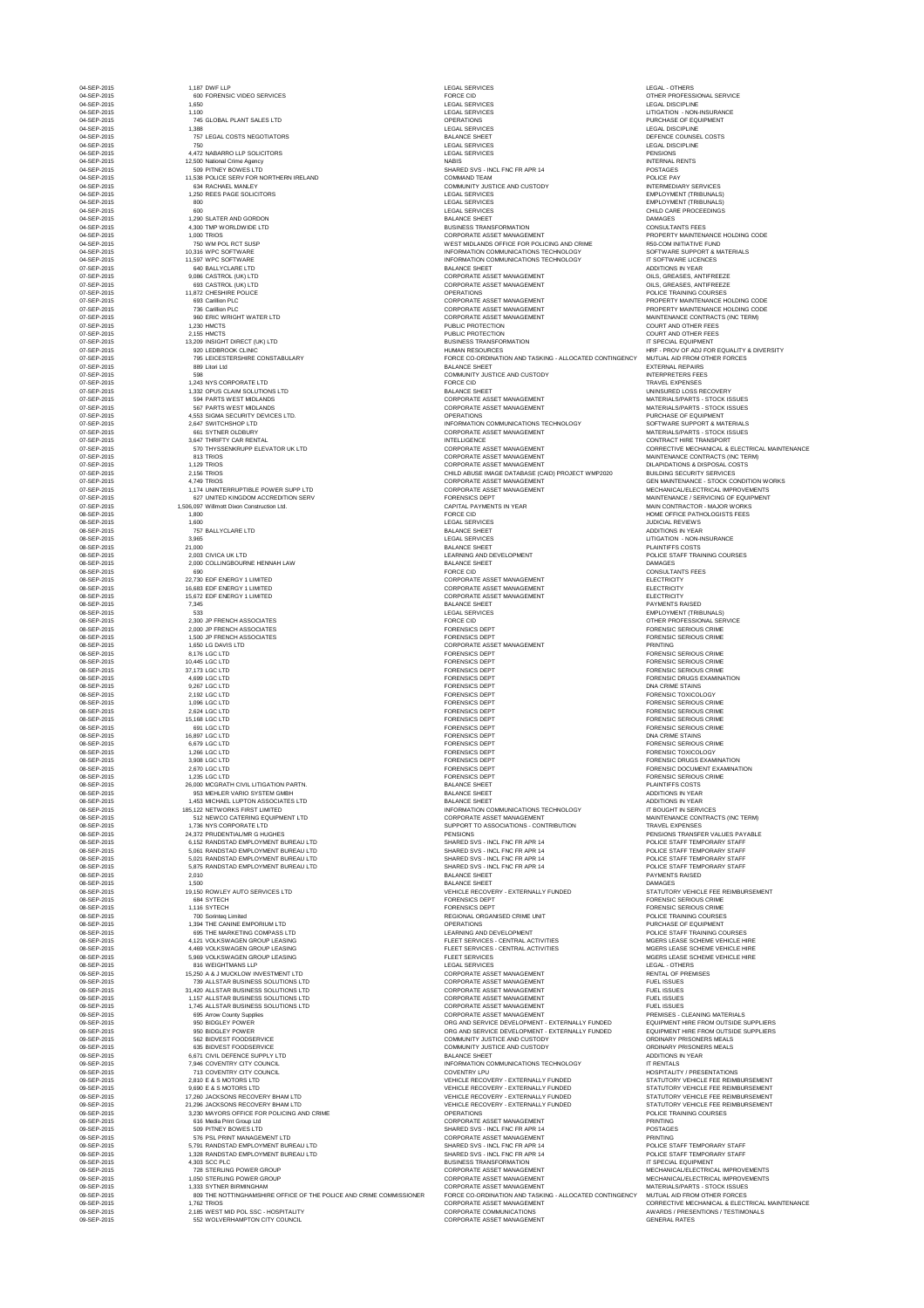| | | | | |
|---|---|---|---|---|
| 04-SEP-2015 | 1,187 | DWF LLP | LEGAL SERVICES | LEGAL - OTHERS |
| 04-SEP-2015 | 600 | FORENSIC VIDEO SERVICES | FORCE CID | OTHER PROFESSIONAL SERVICE |
| 04-SEP-2015 | 1,650 | | LEGAL SERVICES | LEGAL DISCIPLINE |
| 04-SEP-2015 | 1,100 | | LEGAL SERVICES | LITIGATION - NON-INSURANCE |
| 04-SEP-2015 | 745 | GLOBAL PLANT SALES LTD | OPERATIONS | PURCHASE OF EQUIPMENT |
| 04-SEP-2015 | 1,388 | | LEGAL SERVICES | LEGAL DISCIPLINE |
| 04-SEP-2015 | 757 | LEGAL COSTS NEGOTIATORS | BALANCE SHEET | DEFENCE COUNSEL COSTS |
| 04-SEP-2015 | 750 | | LEGAL SERVICES | LEGAL DISCIPLINE |
| 04-SEP-2015 | 4,472 | NABARRO LLP SOLICITORS | LEGAL SERVICES | PENSIONS |
| 04-SEP-2015 | 12,500 | National Crime Agency | NABIS | INTERNAL RENTS |
| 04-SEP-2015 | 509 | PITNEY BOWES LTD | SHARED SVS - INCL FNC FR APR 14 | POSTAGES |
| 04-SEP-2015 | 11,538 | POLICE SERV FOR NORTHERN IRELAND | COMMAND TEAM | POLICE PAY |
| 04-SEP-2015 | 634 | RACHAEL MANLEY | COMMUNITY JUSTICE AND CUSTODY | INTERMEDIARY SERVICES |
| 04-SEP-2015 | 1,250 | REES PAGE SOLICITORS | LEGAL SERVICES | EMPLOYMENT (TRIBUNALS) |
| 04-SEP-2015 | 800 | | LEGAL SERVICES | EMPLOYMENT (TRIBUNALS) |
| 04-SEP-2015 | 600 | | LEGAL SERVICES | CHILD CARE PROCEEDINGS |
| 04-SEP-2015 | 1,290 | SLATER AND GORDON | BALANCE SHEET | DAMAGES |
| 04-SEP-2015 | 4,300 | TMP WORLDWIDE LTD | BUSINESS TRANSFORMATION | CONSULTANTS FEES |
| 04-SEP-2015 | 1,000 | TRIOS | CORPORATE ASSET MANAGEMENT | PROPERTY MAINTENANCE HOLDING CODE |
| 04-SEP-2015 | 750 | WM POL RCT SUSP | WEST MIDLANDS OFFICE FOR POLICING AND CRIME | R50-COM INITIATIVE FUND |
| 04-SEP-2015 | 10,316 | WPC SOFTWARE | INFORMATION COMMUNICATIONS TECHNOLOGY | SOFTWARE SUPPORT & MATERIALS |
| 04-SEP-2015 | 11,597 | WPC SOFTWARE | INFORMATION COMMUNICATIONS TECHNOLOGY | IT SOFTWARE LICENCES |
| 07-SEP-2015 | 640 | BALLYCLARE LTD | BALANCE SHEET | ADDITIONS IN YEAR |
| 07-SEP-2015 | 9,086 | CASTROL (UK) LTD | CORPORATE ASSET MANAGEMENT | OILS, GREASES, ANTIFREEZE |
| 07-SEP-2015 | 693 | CASTROL (UK) LTD | CORPORATE ASSET MANAGEMENT | OILS, GREASES, ANTIFREEZE |
| 07-SEP-2015 | 11,872 | CHESHIRE POLICE | OPERATIONS | POLICE TRAINING COURSES |
| 07-SEP-2015 | 693 | Carillion PLC | CORPORATE ASSET MANAGEMENT | PROPERTY MAINTENANCE HOLDING CODE |
| 07-SEP-2015 | 736 | Carillion PLC | CORPORATE ASSET MANAGEMENT | PROPERTY MAINTENANCE HOLDING CODE |
| 07-SEP-2015 | 960 | ERIC WRIGHT WATER LTD | CORPORATE ASSET MANAGEMENT | MAINTENANCE CONTRACTS (INC TERM) |
| 07-SEP-2015 | 1,230 | HMCTS | PUBLIC PROTECTION | COURT AND OTHER FEES |
| 07-SEP-2015 | 2,155 | HMCTS | PUBLIC PROTECTION | COURT AND OTHER FEES |
| 07-SEP-2015 | 13,209 | INSIGHT DIRECT (UK) LTD | BUSINESS TRANSFORMATION | IT SPECIAL EQUIPMENT |
| 07-SEP-2015 | 920 | LEDBROOK CLINIC | HUMAN RESOURCES | HRF - PROV OF ADJ FOR EQUALITY & DIVERSITY |
| 07-SEP-2015 | 795 | LEICESTERSHIRE CONSTABULARY | FORCE CO-ORDINATION AND TASKING - ALLOCATED CONTINGENCY | MUTUAL AID FROM OTHER FORCES |
| 07-SEP-2015 | 889 | Litori Ltd | BALANCE SHEET | EXTERNAL REPAIRS |
| 07-SEP-2015 | 598 | | COMMUNITY JUSTICE AND CUSTODY | INTERPRETERS FEES |
| 07-SEP-2015 | 1,243 | NYS CORPORATE LTD | FORCE CID | TRAVEL EXPENSES |
| 07-SEP-2015 | 1,332 | OPUS CLAIM SOLUTIONS LTD | BALANCE SHEET | UNINSURED LOSS RECOVERY |
| 07-SEP-2015 | 594 | PARTS WEST MIDLANDS | CORPORATE ASSET MANAGEMENT | MATERIALS/PARTS - STOCK ISSUES |
| 07-SEP-2015 | 567 | PARTS WEST MIDLANDS | CORPORATE ASSET MANAGEMENT | MATERIALS/PARTS - STOCK ISSUES |
| 07-SEP-2015 | 4,553 | SIGMA SECURITY DEVICES LTD. | OPERATIONS | PURCHASE OF EQUIPMENT |
| 07-SEP-2015 | 2,647 | SWITCHSHOP LTD | INFORMATION COMMUNICATIONS TECHNOLOGY | SOFTWARE SUPPORT & MATERIALS |
| 07-SEP-2015 | 661 | SYTNER OLDBURY | CORPORATE ASSET MANAGEMENT | MATERIALS/PARTS - STOCK ISSUES |
| 07-SEP-2015 | 3,647 | THRIFTY CAR RENTAL | INTELLIGENCE | CONTRACT HIRE TRANSPORT |
| 07-SEP-2015 | 570 | THYSSENKRUPP ELEVATOR UK LTD | CORPORATE ASSET MANAGEMENT | CORRECTIVE MECHANICAL & ELECTRICAL MAINTENANCE |
| 07-SEP-2015 | 813 | TRIOS | CORPORATE ASSET MANAGEMENT | MAINTENANCE CONTRACTS (INC TERM) |
| 07-SEP-2015 | 1,129 | TRIOS | CORPORATE ASSET MANAGEMENT | DILAPIDATIONS & DISPOSAL COSTS |
| 07-SEP-2015 | 2,156 | TRIOS | CHILD ABUSE IMAGE DATABASE (CAID) PROJECT WMP2020 | BUILDING SECURITY SERVICES |
| 07-SEP-2015 | 4,749 | TRIOS | CORPORATE ASSET MANAGEMENT | GEN MAINTENANCE - STOCK CONDITION WORKS |
| 07-SEP-2015 | 1,174 | UNINTERRUPTIBLE POWER SUPP LTD | CORPORATE ASSET MANAGEMENT | MECHANICAL/ELECTRICAL IMPROVEMENTS |
| 07-SEP-2015 | 627 | UNITED KINGDOM ACCREDITION SERV | FORENSICS DEPT | MAINTENANCE / SERVICING OF EQUIPMENT |
| 07-SEP-2015 | 1,506,097 | Willmott Dixon Construction Ltd. | CAPITAL PAYMENTS IN YEAR | MAIN CONTRACTOR - MAJOR WORKS |
| 08-SEP-2015 | 1,800 | | FORCE CID | HOME OFFICE PATHOLOGISTS FEES |
| 08-SEP-2015 | 1,600 | | LEGAL SERVICES | JUDICIAL REVIEWS |
| 08-SEP-2015 | 757 | BALLYCLARE LTD | BALANCE SHEET | ADDITIONS IN YEAR |
| 08-SEP-2015 | 3,965 | | LEGAL SERVICES | LITIGATION - NON-INSURANCE |
| 08-SEP-2015 | 21,000 | | BALANCE SHEET | PLAINTIFFS COSTS |
| 08-SEP-2015 | 2,003 | CIVICA UK LTD | LEARNING AND DEVELOPMENT | POLICE STAFF TRAINING COURSES |
| 08-SEP-2015 | 2,000 | COLLINGBOURNE HENNAH LAW | BALANCE SHEET | DAMAGES |
| 08-SEP-2015 | 690 | | FORCE CID | CONSULTANTS FEES |
| 08-SEP-2015 | 22,730 | EDF ENERGY 1 LIMITED | CORPORATE ASSET MANAGEMENT | ELECTRICITY |
| 08-SEP-2015 | 16,683 | EDF ENERGY 1 LIMITED | CORPORATE ASSET MANAGEMENT | ELECTRICITY |
| 08-SEP-2015 | 15,672 | EDF ENERGY 1 LIMITED | CORPORATE ASSET MANAGEMENT | ELECTRICITY |
| 08-SEP-2015 | 7,345 | | BALANCE SHEET | PAYMENTS RAISED |
| 08-SEP-2015 | 533 | | LEGAL SERVICES | EMPLOYMENT (TRIBUNALS) |
| 08-SEP-2015 | 2,300 | JP FRENCH ASSOCIATES | FORCE CID | OTHER PROFESSIONAL SERVICE |
| 08-SEP-2015 | 2,000 | JP FRENCH ASSOCIATES | FORENSICS DEPT | FORENSIC SERIOUS CRIME |
| 08-SEP-2015 | 1,500 | JP FRENCH ASSOCIATES | FORENSICS DEPT | FORENSIC SERIOUS CRIME |
| 08-SEP-2015 | 1,650 | LG DAVIS LTD | CORPORATE ASSET MANAGEMENT | PRINTING |
| 08-SEP-2015 | 8,176 | LGC LTD | FORENSICS DEPT | FORENSIC SERIOUS CRIME |
| 08-SEP-2015 | 10,445 | LGC LTD | FORENSICS DEPT | FORENSIC SERIOUS CRIME |
| 08-SEP-2015 | 37,173 | LGC LTD | FORENSICS DEPT | FORENSIC SERIOUS CRIME |
| 08-SEP-2015 | 4,699 | LGC LTD | FORENSICS DEPT | FORENSIC DRUGS EXAMINATION |
| 08-SEP-2015 | 9,267 | LGC LTD | FORENSICS DEPT | DNA CRIME STAINS |
| 08-SEP-2015 | 2,192 | LGC LTD | FORENSICS DEPT | FORENSIC TOXICOLOGY |
| 08-SEP-2015 | 1,096 | LGC LTD | FORENSICS DEPT | FORENSIC SERIOUS CRIME |
| 08-SEP-2015 | 2,624 | LGC LTD | FORENSICS DEPT | FORENSIC SERIOUS CRIME |
| 08-SEP-2015 | 15,168 | LGC LTD | FORENSICS DEPT | FORENSIC SERIOUS CRIME |
| 08-SEP-2015 | 691 | LGC LTD | FORENSICS DEPT | FORENSIC SERIOUS CRIME |
| 08-SEP-2015 | 16,897 | LGC LTD | FORENSICS DEPT | DNA CRIME STAINS |
| 08-SEP-2015 | 6,679 | LGC LTD | FORENSICS DEPT | FORENSIC SERIOUS CRIME |
| 08-SEP-2015 | 1,266 | LGC LTD | FORENSICS DEPT | FORENSIC TOXICOLOGY |
| 08-SEP-2015 | 3,908 | LGC LTD | FORENSICS DEPT | FORENSIC DRUGS EXAMINATION |
| 08-SEP-2015 | 2,670 | LGC LTD | FORENSICS DEPT | FORENSIC DOCUMENT EXAMINATION |
| 08-SEP-2015 | 1,235 | LGC LTD | FORENSICS DEPT | FORENSIC SERIOUS CRIME |
| 08-SEP-2015 | 26,000 | MCGRATH CIVIL LITIGATION PARTN. | BALANCE SHEET | PLAINTIFFS COSTS |
| 08-SEP-2015 | 953 | MEHLER VARIO SYSTEM GMBH | BALANCE SHEET | ADDITIONS IN YEAR |
| 08-SEP-2015 | 1,453 | MICHAEL LUPTON ASSOCIATES LTD | BALANCE SHEET | ADDITIONS IN YEAR |
| 08-SEP-2015 | 185,122 | NETWORKS FIRST LIMITED | INFORMATION COMMUNICATIONS TECHNOLOGY | IT BOUGHT IN SERVICES |
| 08-SEP-2015 | 512 | NEWCO CATERING EQUIPMENT LTD | CORPORATE ASSET MANAGEMENT | MAINTENANCE CONTRACTS (INC TERM) |
| 08-SEP-2015 | 1,736 | NYS CORPORATE LTD | SUPPORT TO ASSOCIATIONS - CONTRIBUTION | TRAVEL EXPENSES |
| 08-SEP-2015 | 24,372 | PRUDENTIAL/MR G HUGHES | PENSIONS | PENSIONS TRANSFER VALUES PAYABLE |
| 08-SEP-2015 | 6,152 | RANDSTAD EMPLOYMENT BUREAU LTD | SHARED SVS - INCL FNC FR APR 14 | POLICE STAFF TEMPORARY STAFF |
| 08-SEP-2015 | 5,061 | RANDSTAD EMPLOYMENT BUREAU LTD | SHARED SVS - INCL FNC FR APR 14 | POLICE STAFF TEMPORARY STAFF |
| 08-SEP-2015 | 5,021 | RANDSTAD EMPLOYMENT BUREAU LTD | SHARED SVS - INCL FNC FR APR 14 | POLICE STAFF TEMPORARY STAFF |
| 08-SEP-2015 | 5,875 | RANDSTAD EMPLOYMENT BUREAU LTD | SHARED SVS - INCL FNC FR APR 14 | POLICE STAFF TEMPORARY STAFF |
| 08-SEP-2015 | 2,010 | | BALANCE SHEET | PAYMENTS RAISED |
| 08-SEP-2015 | 1,500 | | BALANCE SHEET | DAMAGES |
| 08-SEP-2015 | 19,150 | ROWLEY AUTO SERVICES LTD | VEHICLE RECOVERY - EXTERNALLY FUNDED | STATUTORY VEHICLE FEE REIMBURSEMENT |
| 08-SEP-2015 | 684 | SYTECH | FORENSICS DEPT | FORENSIC SERIOUS CRIME |
| 08-SEP-2015 | 1,116 | SYTECH | FORENSICS DEPT | FORENSIC SERIOUS CRIME |
| 08-SEP-2015 | 700 | Sorinteq Limited | REGIONAL ORGANISED CRIME UNIT | POLICE TRAINING COURSES |
| 08-SEP-2015 | 1,394 | THE CANINE EMPORIUM LTD | OPERATIONS | PURCHASE OF EQUIPMENT |
| 08-SEP-2015 | 695 | THE MARKETING COMPASS LTD | LEARNING AND DEVELOPMENT | POLICE STAFF TRAINING COURSES |
| 08-SEP-2015 | 4,121 | VOLKSWAGEN GROUP LEASING | FLEET SERVICES - CENTRAL ACTIVITIES | MGERS LEASE SCHEME VEHICLE HIRE |
| 08-SEP-2015 | 4,469 | VOLKSWAGEN GROUP LEASING | FLEET SERVICES - CENTRAL ACTIVITIES | MGERS LEASE SCHEME VEHICLE HIRE |
| 08-SEP-2015 | 5,969 | VOLKSWAGEN GROUP LEASING | FLEET SERVICES | MGERS LEASE SCHEME VEHICLE HIRE |
| 08-SEP-2015 | 816 | WEIGHTMANS LLP | LEGAL SERVICES | LEGAL - OTHERS |
| 09-SEP-2015 | 15,250 | A & J MUCKLOW INVESTMENT LTD | CORPORATE ASSET MANAGEMENT | RENTAL OF PREMISES |
| 09-SEP-2015 | 739 | ALLSTAR BUSINESS SOLUTIONS LTD | CORPORATE ASSET MANAGEMENT | FUEL ISSUES |
| 09-SEP-2015 | 31,420 | ALLSTAR BUSINESS SOLUTIONS LTD | CORPORATE ASSET MANAGEMENT | FUEL ISSUES |
| 09-SEP-2015 | 1,157 | ALLSTAR BUSINESS SOLUTIONS LTD | CORPORATE ASSET MANAGEMENT | FUEL ISSUES |
| 09-SEP-2015 | 1,745 | ALLSTAR BUSINESS SOLUTIONS LTD | CORPORATE ASSET MANAGEMENT | FUEL ISSUES |
| 09-SEP-2015 | 695 | Arrow County Supplies | CORPORATE ASSET MANAGEMENT | PREMISES - CLEANING MATERIALS |
| 09-SEP-2015 | 950 | BIDGLEY POWER | ORG AND SERVICE DEVELOPMENT - EXTERNALLY FUNDED | EQUIPMENT HIRE FROM OUTSIDE SUPPLIERS |
| 09-SEP-2015 | 950 | BIDGLEY POWER | ORG AND SERVICE DEVELOPMENT - EXTERNALLY FUNDED | EQUIPMENT HIRE FROM OUTSIDE SUPPLIERS |
| 09-SEP-2015 | 562 | BIDVEST FOODSERVICE | COMMUNITY JUSTICE AND CUSTODY | ORDINARY PRISONERS MEALS |
| 09-SEP-2015 | 635 | BIDVEST FOODSERVICE | COMMUNITY JUSTICE AND CUSTODY | ORDINARY PRISONERS MEALS |
| 09-SEP-2015 | 6,671 | CIVIL DEFENCE SUPPLY LTD | BALANCE SHEET | ADDITIONS IN YEAR |
| 09-SEP-2015 | 7,946 | COVENTRY CITY COUNCIL | INFORMATION COMMUNICATIONS TECHNOLOGY | IT RENTALS |
| 09-SEP-2015 | 713 | COVENTRY CITY COUNCIL | COVENTRY LPU | HOSPITALITY / PRESENTATIONS |
| 09-SEP-2015 | 2,810 | E & S MOTORS LTD | VEHICLE RECOVERY - EXTERNALLY FUNDED | STATUTORY VEHICLE FEE REIMBURSEMENT |
| 09-SEP-2015 | 9,690 | E & S MOTORS LTD | VEHICLE RECOVERY - EXTERNALLY FUNDED | STATUTORY VEHICLE FEE REIMBURSEMENT |
| 09-SEP-2015 | 17,260 | JACKSONS RECOVERY BHAM LTD | VEHICLE RECOVERY - EXTERNALLY FUNDED | STATUTORY VEHICLE FEE REIMBURSEMENT |
| 09-SEP-2015 | 21,296 | JACKSONS RECOVERY BHAM LTD | VEHICLE RECOVERY - EXTERNALLY FUNDED | STATUTORY VEHICLE FEE REIMBURSEMENT |
| 09-SEP-2015 | 3,230 | MAYORS OFFICE FOR POLICING AND CRIME | OPERATIONS | POLICE TRAINING COURSES |
| 09-SEP-2015 | 616 | Media Print Group Ltd | CORPORATE ASSET MANAGEMENT | PRINTING |
| 09-SEP-2015 | 509 | PITNEY BOWES LTD | SHARED SVS - INCL FNC FR APR 14 | POSTAGES |
| 09-SEP-2015 | 576 | PSL PRINT MANAGEMENT LTD | CORPORATE ASSET MANAGEMENT | PRINTING |
| 09-SEP-2015 | 5,791 | RANDSTAD EMPLOYMENT BUREAU LTD | SHARED SVS - INCL FNC FR APR 14 | POLICE STAFF TEMPORARY STAFF |
| 09-SEP-2015 | 1,328 | RANDSTAD EMPLOYMENT BUREAU LTD | SHARED SVS - INCL FNC FR APR 14 | POLICE STAFF TEMPORARY STAFF |
| 09-SEP-2015 | 4,303 | SCC PLC | BUSINESS TRANSFORMATION | IT SPECIAL EQUIPMENT |
| 09-SEP-2015 | 728 | STERLING POWER GROUP | CORPORATE ASSET MANAGEMENT | MECHANICAL/ELECTRICAL IMPROVEMENTS |
| 09-SEP-2015 | 1,050 | STERLING POWER GROUP | CORPORATE ASSET MANAGEMENT | MECHANICAL/ELECTRICAL IMPROVEMENTS |
| 09-SEP-2015 | 1,333 | SYTNER BIRMINGHAM | CORPORATE ASSET MANAGEMENT | MATERIALS/PARTS - STOCK ISSUES |
| 09-SEP-2015 | 809 | THE NOTTINGHAMSHIRE OFFICE OF THE POLICE AND CRIME COMMISSIONER | FORCE CO-ORDINATION AND TASKING - ALLOCATED CONTINGENCY | MUTUAL AID FROM OTHER FORCES |
| 09-SEP-2015 | 1,762 | TRIOS | CORPORATE ASSET MANAGEMENT | CORRECTIVE MECHANICAL & ELECTRICAL MAINTENANCE |
| 09-SEP-2015 | 2,185 | WEST MID POL SSC - HOSPITALITY | CORPORATE COMMUNICATIONS | AWARDS / PRESENTIONS / TESTIMONIALS |
| 09-SEP-2015 | 552 | WOLVERHAMPTON CITY COUNCIL | CORPORATE ASSET MANAGEMENT | GENERAL RATES |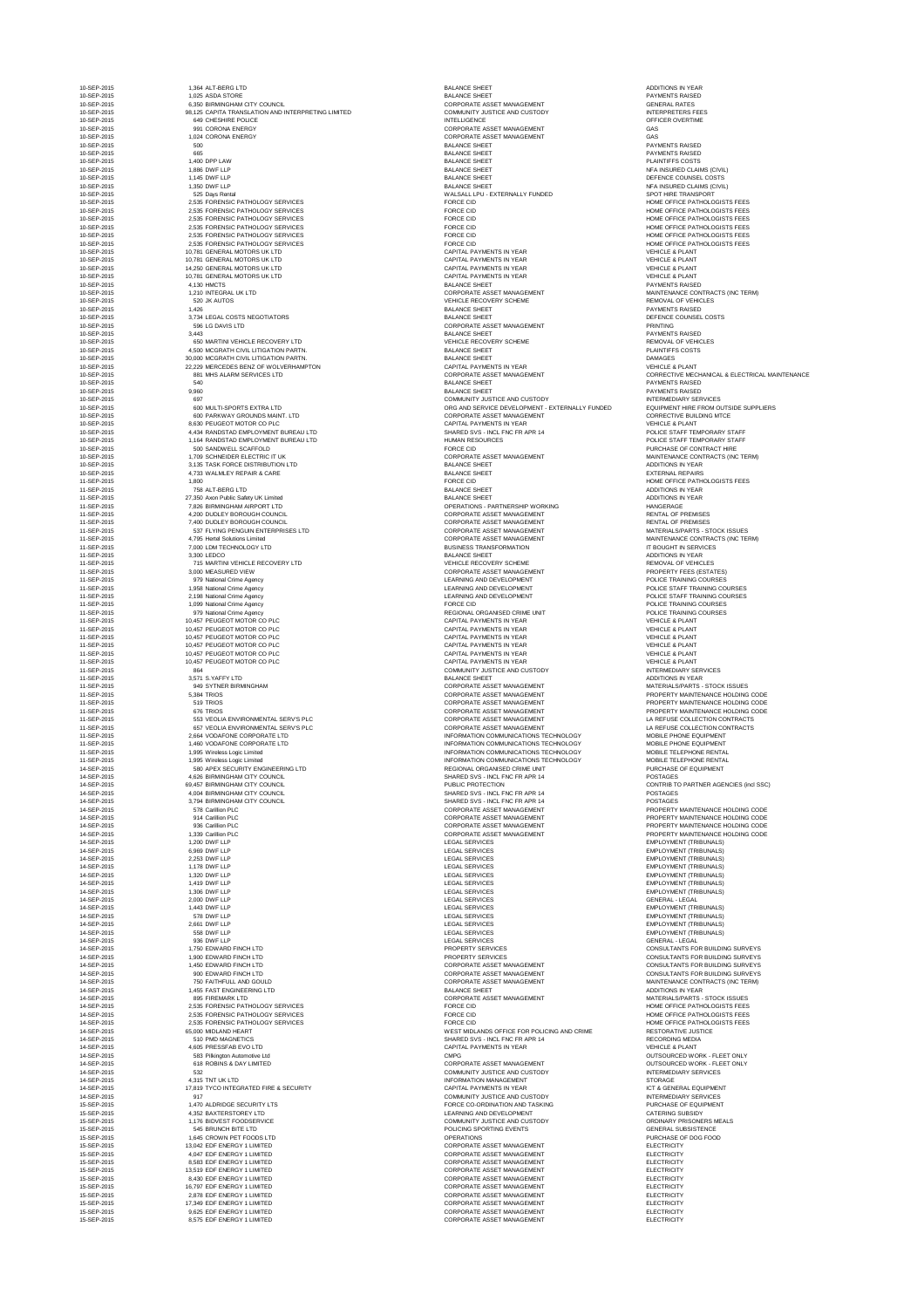| | | | | |
|---|---|---|---|---|
| 10-SEP-2015 | 1,364 | ALT-BERG LTD | BALANCE SHEET | ADDITIONS IN YEAR |
| 10-SEP-2015 | 1,025 | ASDA STORE | BALANCE SHEET | PAYMENTS RAISED |
| 10-SEP-2015 | 6,350 | BIRMINGHAM CITY COUNCIL | CORPORATE ASSET MANAGEMENT | GENERAL RATES |
| 10-SEP-2015 | 98,125 | CAPITA TRANSLATION AND INTERPRETING LIMITED | COMMUNITY JUSTICE AND CUSTODY | INTERPRETERS FEES |
| 10-SEP-2015 | 649 | CHESHIRE POLICE | INTELLIGENCE | OFFICER OVERTIME |
| 10-SEP-2015 | 991 | CORONA ENERGY | CORPORATE ASSET MANAGEMENT | GAS |
| 10-SEP-2015 | 1,024 | CORONA ENERGY | CORPORATE ASSET MANAGEMENT | GAS |
| 10-SEP-2015 | 500 | | BALANCE SHEET | PAYMENTS RAISED |
| 10-SEP-2015 | 665 | | BALANCE SHEET | PAYMENTS RAISED |
| 10-SEP-2015 | 1,400 | DPP LAW | BALANCE SHEET | PLAINTIFFS COSTS |
| 10-SEP-2015 | 1,886 | DWF LLP | BALANCE SHEET | NFA INSURED CLAIMS (CIVIL) |
| 10-SEP-2015 | 1,145 | DWF LLP | BALANCE SHEET | DEFENCE COUNSEL COSTS |
| 10-SEP-2015 | 1,350 | DWF LLP | BALANCE SHEET | NFA INSURED CLAIMS (CIVIL) |
| 10-SEP-2015 | 525 | Days Rental | WALSALL LPU - EXTERNALLY FUNDED | SPOT HIRE TRANSPORT |
| 10-SEP-2015 | 2,535 | FORENSIC PATHOLOGY SERVICES | FORCE CID | HOME OFFICE PATHOLOGISTS FEES |
| 10-SEP-2015 | 2,535 | FORENSIC PATHOLOGY SERVICES | FORCE CID | HOME OFFICE PATHOLOGISTS FEES |
| 10-SEP-2015 | 2,535 | FORENSIC PATHOLOGY SERVICES | FORCE CID | HOME OFFICE PATHOLOGISTS FEES |
| 10-SEP-2015 | 2,535 | FORENSIC PATHOLOGY SERVICES | FORCE CID | HOME OFFICE PATHOLOGISTS FEES |
| 10-SEP-2015 | 2,535 | FORENSIC PATHOLOGY SERVICES | FORCE CID | HOME OFFICE PATHOLOGISTS FEES |
| 10-SEP-2015 | 2,535 | FORENSIC PATHOLOGY SERVICES | FORCE CID | HOME OFFICE PATHOLOGISTS FEES |
| 10-SEP-2015 | 10,781 | GENERAL MOTORS UK LTD | CAPITAL PAYMENTS IN YEAR | VEHICLE & PLANT |
| 10-SEP-2015 | 10,781 | GENERAL MOTORS UK LTD | CAPITAL PAYMENTS IN YEAR | VEHICLE & PLANT |
| 10-SEP-2015 | 14,250 | GENERAL MOTORS UK LTD | CAPITAL PAYMENTS IN YEAR | VEHICLE & PLANT |
| 10-SEP-2015 | 10,781 | GENERAL MOTORS UK LTD | CAPITAL PAYMENTS IN YEAR | VEHICLE & PLANT |
| 10-SEP-2015 | 4,130 | HMCTS | BALANCE SHEET | PAYMENTS RAISED |
| 10-SEP-2015 | 1,210 | INTEGRAL UK LTD | CORPORATE ASSET MANAGEMENT | MAINTENANCE CONTRACTS (INC TERM) |
| 10-SEP-2015 | 520 | JK AUTOS | VEHICLE RECOVERY SCHEME | REMOVAL OF VEHICLES |
| 10-SEP-2015 | 1,426 | | BALANCE SHEET | PAYMENTS RAISED |
| 10-SEP-2015 | 3,734 | LEGAL COSTS NEGOTIATORS | BALANCE SHEET | DEFENCE COUNSEL COSTS |
| 10-SEP-2015 | 596 | LG DAVIS LTD | CORPORATE ASSET MANAGEMENT | PRINTING |
| 10-SEP-2015 | 3,443 | | BALANCE SHEET | PAYMENTS RAISED |
| 10-SEP-2015 | 650 | MARTINI VEHICLE RECOVERY LTD | VEHICLE RECOVERY SCHEME | REMOVAL OF VEHICLES |
| 10-SEP-2015 | 4,500 | MCGRATH CIVIL LITIGATION PARTN. | BALANCE SHEET | PLAINTIFFS COSTS |
| 10-SEP-2015 | 30,000 | MCGRATH CIVIL LITIGATION PARTN. | BALANCE SHEET | DAMAGES |
| 10-SEP-2015 | 22,229 | MERCEDES BENZ OF WOLVERHAMPTON | CAPITAL PAYMENTS IN YEAR | VEHICLE & PLANT |
| 10-SEP-2015 | 881 | MHS ALARM SERVICES LTD | CORPORATE ASSET MANAGEMENT | CORRECTIVE MECHANICAL & ELECTRICAL MAINTENANCE |
| 10-SEP-2015 | 540 | | BALANCE SHEET | PAYMENTS RAISED |
| 10-SEP-2015 | 9,960 | | BALANCE SHEET | PAYMENTS RAISED |
| 10-SEP-2015 | 697 | | COMMUNITY JUSTICE AND CUSTODY | INTERMEDIARY SERVICES |
| 10-SEP-2015 | 600 | MULTI-SPORTS EXTRA LTD | ORG AND SERVICE DEVELOPMENT - EXTERNALLY FUNDED | EQUIPMENT HIRE FROM OUTSIDE SUPPLIERS |
| 10-SEP-2015 | 600 | PARKWAY GROUNDS MAINT. LTD | CORPORATE ASSET MANAGEMENT | CORRECTIVE BUILDING MTCE |
| 10-SEP-2015 | 8,630 | PEUGEOT MOTOR CO PLC | CAPITAL PAYMENTS IN YEAR | VEHICLE & PLANT |
| 10-SEP-2015 | 4,434 | RANDSTAD EMPLOYMENT BUREAU LTD | SHARED SVS - INCL FNC FR APR 14 | POLICE STAFF TEMPORARY STAFF |
| 10-SEP-2015 | 1,164 | RANDSTAD EMPLOYMENT BUREAU LTD | HUMAN RESOURCES | POLICE STAFF TEMPORARY STAFF |
| 10-SEP-2015 | 500 | SANDWELL SCAFFOLD | FORCE CID | PURCHASE OF CONTRACT HIRE |
| 10-SEP-2015 | 1,709 | SCHNEIDER ELECTRIC IT UK | CORPORATE ASSET MANAGEMENT | MAINTENANCE CONTRACTS (INC TERM) |
| 10-SEP-2015 | 3,135 | TASK FORCE DISTRIBUTION LTD | BALANCE SHEET | ADDITIONS IN YEAR |
| 10-SEP-2015 | 4,733 | WALMLEY REPAIR & CARE | BALANCE SHEET | EXTERNAL REPAIRS |
| 11-SEP-2015 | 1,800 | | FORCE CID | HOME OFFICE PATHOLOGISTS FEES |
| 11-SEP-2015 | 758 | ALT-BERG LTD | BALANCE SHEET | ADDITIONS IN YEAR |
| 11-SEP-2015 | 27,350 | Axon Public Safety UK Limited | BALANCE SHEET | ADDITIONS IN YEAR |
| 11-SEP-2015 | 7,826 | BIRMINGHAM AIRPORT LTD | OPERATIONS - PARTNERSHIP WORKING | HANGERAGE |
| 11-SEP-2015 | 4,200 | DUDLEY BOROUGH COUNCIL | CORPORATE ASSET MANAGEMENT | RENTAL OF PREMISES |
| 11-SEP-2015 | 7,400 | DUDLEY BOROUGH COUNCIL | CORPORATE ASSET MANAGEMENT | RENTAL OF PREMISES |
| 11-SEP-2015 | 537 | FLYING PENGUIN ENTERPRISES LTD | CORPORATE ASSET MANAGEMENT | MATERIALS/PARTS - STOCK ISSUES |
| 11-SEP-2015 | 4,795 | Hertel Solutions Limited | CORPORATE ASSET MANAGEMENT | MAINTENANCE CONTRACTS (INC TERM) |
| 11-SEP-2015 | 7,000 | LDM TECHNOLOGY LTD | BUSINESS TRANSFORMATION | IT BOUGHT IN SERVICES |
| 11-SEP-2015 | 3,300 | LEDCO | BALANCE SHEET | ADDITIONS IN YEAR |
| 11-SEP-2015 | 715 | MARTINI VEHICLE RECOVERY LTD | VEHICLE RECOVERY SCHEME | REMOVAL OF VEHICLES |
| 11-SEP-2015 | 3,000 | MEASURED VIEW | CORPORATE ASSET MANAGEMENT | PROPERTY FEES (ESTATES) |
| 11-SEP-2015 | 979 | National Crime Agency | LEARNING AND DEVELOPMENT | POLICE TRAINING COURSES |
| 11-SEP-2015 | 1,958 | National Crime Agency | LEARNING AND DEVELOPMENT | POLICE STAFF TRAINING COURSES |
| 11-SEP-2015 | 2,198 | National Crime Agency | LEARNING AND DEVELOPMENT | POLICE STAFF TRAINING COURSES |
| 11-SEP-2015 | 1,099 | National Crime Agency | FORCE CID | POLICE TRAINING COURSES |
| 11-SEP-2015 | 979 | National Crime Agency | REGIONAL ORGANISED CRIME UNIT | POLICE TRAINING COURSES |
| 11-SEP-2015 | 10,457 | PEUGEOT MOTOR CO PLC | CAPITAL PAYMENTS IN YEAR | VEHICLE & PLANT |
| 11-SEP-2015 | 10,457 | PEUGEOT MOTOR CO PLC | CAPITAL PAYMENTS IN YEAR | VEHICLE & PLANT |
| 11-SEP-2015 | 10,457 | PEUGEOT MOTOR CO PLC | CAPITAL PAYMENTS IN YEAR | VEHICLE & PLANT |
| 11-SEP-2015 | 10,457 | PEUGEOT MOTOR CO PLC | CAPITAL PAYMENTS IN YEAR | VEHICLE & PLANT |
| 11-SEP-2015 | 10,457 | PEUGEOT MOTOR CO PLC | CAPITAL PAYMENTS IN YEAR | VEHICLE & PLANT |
| 11-SEP-2015 | 864 | | COMMUNITY JUSTICE AND CUSTODY | INTERMEDIARY SERVICES |
| 11-SEP-2015 | 3,571 | S.YAFFY LTD | BALANCE SHEET | ADDITIONS IN YEAR |
| 11-SEP-2015 | 949 | SYTNER BIRMINGHAM | CORPORATE ASSET MANAGEMENT | MATERIALS/PARTS - STOCK ISSUES |
| 11-SEP-2015 | 5,384 | TRIOS | CORPORATE ASSET MANAGEMENT | PROPERTY MAINTENANCE HOLDING CODE |
| 11-SEP-2015 | 519 | TRIOS | CORPORATE ASSET MANAGEMENT | PROPERTY MAINTENANCE HOLDING CODE |
| 11-SEP-2015 | 676 | TRIOS | CORPORATE ASSET MANAGEMENT | PROPERTY MAINTENANCE HOLDING CODE |
| 11-SEP-2015 | 553 | VEOLIA ENVIRONMENTAL SERV'S PLC | CORPORATE ASSET MANAGEMENT | LA REFUSE COLLECTION CONTRACTS |
| 11-SEP-2015 | 657 | VEOLIA ENVIRONMENTAL SERV'S PLC | CORPORATE ASSET MANAGEMENT | LA REFUSE COLLECTION CONTRACTS |
| 11-SEP-2015 | 2,664 | VODAFONE CORPORATE LTD | INFORMATION COMMUNICATIONS TECHNOLOGY | MOBILE PHONE EQUIPMENT |
| 11-SEP-2015 | 1,460 | VODAFONE CORPORATE LTD | INFORMATION COMMUNICATIONS TECHNOLOGY | MOBILE PHONE EQUIPMENT |
| 11-SEP-2015 | 1,995 | Wireless Logic Limited | INFORMATION COMMUNICATIONS TECHNOLOGY | MOBILE TELEPHONE RENTAL |
| 11-SEP-2015 | 1,995 | Wireless Logic Limited | INFORMATION COMMUNICATIONS TECHNOLOGY | MOBILE TELEPHONE RENTAL |
| 14-SEP-2015 | 580 | APEX SECURITY ENGINEERING LTD | REGIONAL ORGANISED CRIME UNIT | PURCHASE OF EQUIPMENT |
| 14-SEP-2015 | 4,626 | BIRMINGHAM CITY COUNCIL | SHARED SVS - INCL FNC FR APR 14 | POSTAGES |
| 14-SEP-2015 | 69,457 | BIRMINGHAM CITY COUNCIL | PUBLIC PROTECTION | CONTRIB TO PARTNER AGENCIES (incl SSC) |
| 14-SEP-2015 | 4,004 | BIRMINGHAM CITY COUNCIL | SHARED SVS - INCL FNC FR APR 14 | POSTAGES |
| 14-SEP-2015 | 3,794 | BIRMINGHAM CITY COUNCIL | SHARED SVS - INCL FNC FR APR 14 | POSTAGES |
| 14-SEP-2015 | 578 | Carillion PLC | CORPORATE ASSET MANAGEMENT | PROPERTY MAINTENANCE HOLDING CODE |
| 14-SEP-2015 | 914 | Carillion PLC | CORPORATE ASSET MANAGEMENT | PROPERTY MAINTENANCE HOLDING CODE |
| 14-SEP-2015 | 936 | Carillion PLC | CORPORATE ASSET MANAGEMENT | PROPERTY MAINTENANCE HOLDING CODE |
| 14-SEP-2015 | 1,339 | Carillion PLC | CORPORATE ASSET MANAGEMENT | PROPERTY MAINTENANCE HOLDING CODE |
| 14-SEP-2015 | 1,200 | DWF LLP | LEGAL SERVICES | EMPLOYMENT (TRIBUNALS) |
| 14-SEP-2015 | 6,969 | DWF LLP | LEGAL SERVICES | EMPLOYMENT (TRIBUNALS) |
| 14-SEP-2015 | 2,253 | DWF LLP | LEGAL SERVICES | EMPLOYMENT (TRIBUNALS) |
| 14-SEP-2015 | 1,178 | DWF LLP | LEGAL SERVICES | EMPLOYMENT (TRIBUNALS) |
| 14-SEP-2015 | 1,320 | DWF LLP | LEGAL SERVICES | EMPLOYMENT (TRIBUNALS) |
| 14-SEP-2015 | 1,419 | DWF LLP | LEGAL SERVICES | EMPLOYMENT (TRIBUNALS) |
| 14-SEP-2015 | 1,306 | DWF LLP | LEGAL SERVICES | EMPLOYMENT (TRIBUNALS) |
| 14-SEP-2015 | 2,000 | DWF LLP | LEGAL SERVICES | GENERAL - LEGAL |
| 14-SEP-2015 | 1,443 | DWF LLP | LEGAL SERVICES | EMPLOYMENT (TRIBUNALS) |
| 14-SEP-2015 | 578 | DWF LLP | LEGAL SERVICES | EMPLOYMENT (TRIBUNALS) |
| 14-SEP-2015 | 2,661 | DWF LLP | LEGAL SERVICES | EMPLOYMENT (TRIBUNALS) |
| 14-SEP-2015 | 558 | DWF LLP | LEGAL SERVICES | EMPLOYMENT (TRIBUNALS) |
| 14-SEP-2015 | 936 | DWF LLP | LEGAL SERVICES | GENERAL - LEGAL |
| 14-SEP-2015 | 1,750 | EDWARD FINCH LTD | PROPERTY SERVICES | CONSULTANTS FOR BUILDING SURVEYS |
| 14-SEP-2015 | 1,900 | EDWARD FINCH LTD | PROPERTY SERVICES | CONSULTANTS FOR BUILDING SURVEYS |
| 14-SEP-2015 | 1,450 | EDWARD FINCH LTD | CORPORATE ASSET MANAGEMENT | CONSULTANTS FOR BUILDING SURVEYS |
| 14-SEP-2015 | 900 | EDWARD FINCH LTD | CORPORATE ASSET MANAGEMENT | CONSULTANTS FOR BUILDING SURVEYS |
| 14-SEP-2015 | 750 | FAITHFULL AND GOULD | CORPORATE ASSET MANAGEMENT | MAINTENANCE CONTRACTS (INC TERM) |
| 14-SEP-2015 | 1,455 | FAST ENGINEERING LTD | BALANCE SHEET | ADDITIONS IN YEAR |
| 14-SEP-2015 | 895 | FIREMARK LTD | CORPORATE ASSET MANAGEMENT | MATERIALS/PARTS - STOCK ISSUES |
| 14-SEP-2015 | 2,535 | FORENSIC PATHOLOGY SERVICES | FORCE CID | HOME OFFICE PATHOLOGISTS FEES |
| 14-SEP-2015 | 2,535 | FORENSIC PATHOLOGY SERVICES | FORCE CID | HOME OFFICE PATHOLOGISTS FEES |
| 14-SEP-2015 | 2,535 | FORENSIC PATHOLOGY SERVICES | FORCE CID | HOME OFFICE PATHOLOGISTS FEES |
| 14-SEP-2015 | 65,000 | MIDLAND HEART | WEST MIDLANDS OFFICE FOR POLICING AND CRIME | RESTORATIVE JUSTICE |
| 14-SEP-2015 | 510 | PMD MAGNETICS | SHARED SVS - INCL FNC FR APR 14 | RECORDING MEDIA |
| 14-SEP-2015 | 4,605 | PRESSFAB EVO LTD | CAPITAL PAYMENTS IN YEAR | VEHICLE & PLANT |
| 14-SEP-2015 | 583 | Pilkington Automotive Ltd | CMPG | OUTSOURCED WORK - FLEET ONLY |
| 14-SEP-2015 | 618 | ROBINS & DAY LIMITED | CORPORATE ASSET MANAGEMENT | OUTSOURCED WORK - FLEET ONLY |
| 14-SEP-2015 | 532 | | COMMUNITY JUSTICE AND CUSTODY | INTERMEDIARY SERVICES |
| 14-SEP-2015 | 4,315 | TNT UK LTD | INFORMATION MANAGEMENT | STORAGE |
| 14-SEP-2015 | 17,819 | TYCO INTEGRATED FIRE & SECURITY | CAPITAL PAYMENTS IN YEAR | ICT & GENERAL EQUIPMENT |
| 14-SEP-2015 | 917 | | COMMUNITY JUSTICE AND CUSTODY | INTERMEDIARY SERVICES |
| 15-SEP-2015 | 1,470 | ALDRIDGE SECURITY LTS | FORCE CO-ORDINATION AND TASKING | PURCHASE OF EQUIPMENT |
| 15-SEP-2015 | 4,352 | BAXTERSTOREY LTD | LEARNING AND DEVELOPMENT | CATERING SUBSIDY |
| 15-SEP-2015 | 1,176 | BIDVEST FOODSERVICE | COMMUNITY JUSTICE AND CUSTODY | ORDINARY PRISONERS MEALS |
| 15-SEP-2015 | 545 | BRUNCH BITE LTD | POLICING SPORTING EVENTS | GENERAL SUBSISTENCE |
| 15-SEP-2015 | 1,645 | CROWN PET FOODS LTD | OPERATIONS | PURCHASE OF DOG FOOD |
| 15-SEP-2015 | 13,042 | EDF ENERGY 1 LIMITED | CORPORATE ASSET MANAGEMENT | ELECTRICITY |
| 15-SEP-2015 | 4,047 | EDF ENERGY 1 LIMITED | CORPORATE ASSET MANAGEMENT | ELECTRICITY |
| 15-SEP-2015 | 8,583 | EDF ENERGY 1 LIMITED | CORPORATE ASSET MANAGEMENT | ELECTRICITY |
| 15-SEP-2015 | 13,519 | EDF ENERGY 1 LIMITED | CORPORATE ASSET MANAGEMENT | ELECTRICITY |
| 15-SEP-2015 | 8,430 | EDF ENERGY 1 LIMITED | CORPORATE ASSET MANAGEMENT | ELECTRICITY |
| 15-SEP-2015 | 16,797 | EDF ENERGY 1 LIMITED | CORPORATE ASSET MANAGEMENT | ELECTRICITY |
| 15-SEP-2015 | 2,878 | EDF ENERGY 1 LIMITED | CORPORATE ASSET MANAGEMENT | ELECTRICITY |
| 15-SEP-2015 | 17,349 | EDF ENERGY 1 LIMITED | CORPORATE ASSET MANAGEMENT | ELECTRICITY |
| 15-SEP-2015 | 9,625 | EDF ENERGY 1 LIMITED | CORPORATE ASSET MANAGEMENT | ELECTRICITY |
| 15-SEP-2015 | 8,575 | EDF ENERGY 1 LIMITED | CORPORATE ASSET MANAGEMENT | ELECTRICITY |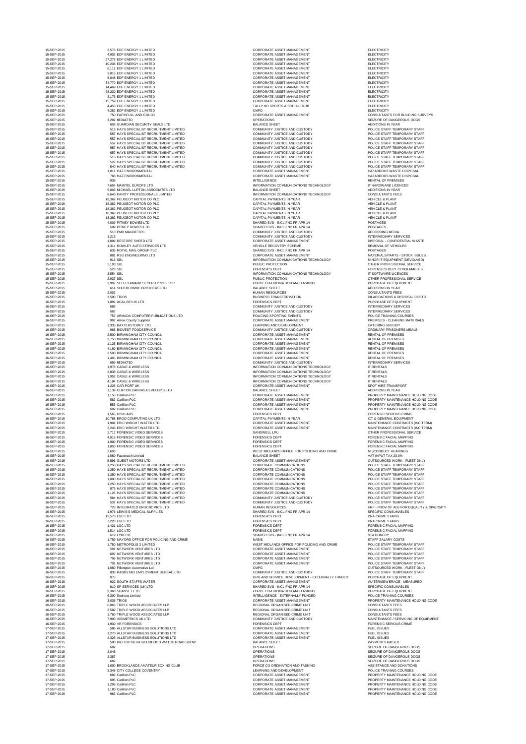| | | | | |
|---|---|---|---|---|
| 15-SEP-2015 | 3,578 | EDF ENERGY 1 LIMITED | CORPORATE ASSET MANAGEMENT | ELECTRICITY |
| 15-SEP-2015 | 4,902 | EDF ENERGY 1 LIMITED | CORPORATE ASSET MANAGEMENT | ELECTRICITY |
| 15-SEP-2015 | 27,278 | EDF ENERGY 1 LIMITED | CORPORATE ASSET MANAGEMENT | ELECTRICITY |
| 15-SEP-2015 | 10,238 | EDF ENERGY 1 LIMITED | CORPORATE ASSET MANAGEMENT | ELECTRICITY |
| 15-SEP-2015 | 6,111 | EDF ENERGY 1 LIMITED | CORPORATE ASSET MANAGEMENT | ELECTRICITY |
| 15-SEP-2015 | 3,816 | EDF ENERGY 1 LIMITED | CORPORATE ASSET MANAGEMENT | ELECTRICITY |
| 15-SEP-2015 | 5,048 | EDF ENERGY 1 LIMITED | CORPORATE ASSET MANAGEMENT | ELECTRICITY |
| 15-SEP-2015 | 34,770 | EDF ENERGY 1 LIMITED | CORPORATE ASSET MANAGEMENT | ELECTRICITY |
| 15-SEP-2015 | 14,469 | EDF ENERGY 1 LIMITED | CORPORATE ASSET MANAGEMENT | ELECTRICITY |
| 15-SEP-2015 | 68,330 | EDF ENERGY 1 LIMITED | CORPORATE ASSET MANAGEMENT | ELECTRICITY |
| 15-SEP-2015 | 3,175 | EDF ENERGY 1 LIMITED | CORPORATE ASSET MANAGEMENT | ELECTRICITY |
| 15-SEP-2015 | 15,759 | EDF ENERGY 1 LIMITED | CORPORATE ASSET MANAGEMENT | ELECTRICITY |
| 15-SEP-2015 | 4,453 | EDF ENERGY 1 LIMITED | TALLY HO SPORTS & SOCIAL CLUB | ELECTRICITY |
| 15-SEP-2015 | 4,252 | EDF ENERGY 1 LIMITED | CMPG | ELECTRICITY |
| 15-SEP-2015 | 750 | FAITHFULL AND GOULD | CORPORATE ASSET MANAGEMENT | CONSULTANTS FOR BUILDING SURVEYS |
| 15-SEP-2015 | 3,292 | REDACTED | OPERATIONS | SEIZURE OF DANGEROUS DOGS |
| 15-SEP-2015 | 603 | GUARDIAN SECURITY SEALS LTD | BALANCE SHEET | ADDITIONS IN YEAR |
| 15-SEP-2015 | 513 | HAYS SPECIALIST RECRUITMENT LIMITED | COMMUNITY JUSTICE AND CUSTODY | POLICE STAFF TEMPORARY STAFF |
| 15-SEP-2015 | 557 | HAYS SPECIALIST RECRUITMENT LIMITED | COMMUNITY JUSTICE AND CUSTODY | POLICE STAFF TEMPORARY STAFF |
| 15-SEP-2015 | 557 | HAYS SPECIALIST RECRUITMENT LIMITED | COMMUNITY JUSTICE AND CUSTODY | POLICE STAFF TEMPORARY STAFF |
| 15-SEP-2015 | 557 | HAYS SPECIALIST RECRUITMENT LIMITED | COMMUNITY JUSTICE AND CUSTODY | POLICE STAFF TEMPORARY STAFF |
| 15-SEP-2015 | 557 | HAYS SPECIALIST RECRUITMENT LIMITED | COMMUNITY JUSTICE AND CUSTODY | POLICE STAFF TEMPORARY STAFF |
| 15-SEP-2015 | 657 | HAYS SPECIALIST RECRUITMENT LIMITED | COMMUNITY JUSTICE AND CUSTODY | POLICE STAFF TEMPORARY STAFF |
| 15-SEP-2015 | 513 | HAYS SPECIALIST RECRUITMENT LIMITED | COMMUNITY JUSTICE AND CUSTODY | POLICE STAFF TEMPORARY STAFF |
| 15-SEP-2015 | 522 | HAYS SPECIALIST RECRUITMENT LIMITED | COMMUNITY JUSTICE AND CUSTODY | POLICE STAFF TEMPORARY STAFF |
| 15-SEP-2015 | 540 | HAYS SPECIALIST RECRUITMENT LIMITED | COMMUNITY JUSTICE AND CUSTODY | POLICE STAFF TEMPORARY STAFF |
| 15-SEP-2015 | 1,811 | HAZ ENVIRONMENTAL | CORPORATE ASSET MANAGEMENT | HAZARDOUS WASTE DISPOSAL |
| 15-SEP-2015 | 768 | HAZ ENVIRONMENTAL | CORPORATE ASSET MANAGEMENT | HAZARDOUS WASTE DISPOSAL |
| 15-SEP-2015 | 938 | | INTELLIGENCE | RENTAL OF PREMISES |
| 15-SEP-2015 | 7,654 | MAINTEL EUROPE LTD | INFORMATION COMMUNICATIONS TECHNOLOGY | IT HARDWARE LICENCES |
| 15-SEP-2015 | 5,003 | MICHAEL LUPTON ASSOCIATES LTD | BALANCE SHEET | ADDITIONS IN YEAR |
| 15-SEP-2015 | 8,640 | PARITY PROFESSIONALS LIMITED | INFORMATION COMMUNICATIONS TECHNOLOGY | CONSULTANTS FEES |
| 15-SEP-2015 | 18,362 | PEUGEOT MOTOR CO PLC | CAPITAL PAYMENTS IN YEAR | VEHICLE & PLANT |
| 15-SEP-2015 | 18,362 | PEUGEOT MOTOR CO PLC | CAPITAL PAYMENTS IN YEAR | VEHICLE & PLANT |
| 15-SEP-2015 | 18,362 | PEUGEOT MOTOR CO PLC | CAPITAL PAYMENTS IN YEAR | VEHICLE & PLANT |
| 15-SEP-2015 | 18,362 | PEUGEOT MOTOR CO PLC | CAPITAL PAYMENTS IN YEAR | VEHICLE & PLANT |
| 15-SEP-2015 | 18,362 | PEUGEOT MOTOR CO PLC | CAPITAL PAYMENTS IN YEAR | VEHICLE & PLANT |
| 15-SEP-2015 | 4,009 | PITNEY BOWES LTD | SHARED SVS - INCL FNC FR APR 14 | POSTAGES |
| 15-SEP-2015 | 509 | PITNEY BOWES LTD | SHARED SVS - INCL FNC FR APR 14 | POSTAGES |
| 15-SEP-2015 | 510 | PMD MAGNETICS | COMMUNITY JUSTICE AND CUSTODY | RECORDING MEDIA |
| 15-SEP-2015 | 1,213 | | COMMUNITY JUSTICE AND CUSTODY | INTERMEDIARY SERVICES |
| 15-SEP-2015 | 1,809 | RESTORE SHRED LTD | CORPORATE ASSET MANAGEMENT | DISPOSAL - CONFIDENTIAL WASTE |
| 15-SEP-2015 | 1,314 | ROWLEY AUTO SERVICES LTD | VEHICLE RECOVERY SCHEME | REMOVAL OF VEHICLES |
| 15-SEP-2015 | 636 | ROYAL MAIL GROUP PLC | SHARED SVS - INCL FNC FR APR 14 | POSTAGES |
| 15-SEP-2015 | 881 | RSG ENGINEERING LTD | CORPORATE ASSET MANAGEMENT | MATERIALS/PARTS - STOCK ISSUES |
| 15-SEP-2015 | 913 | SBL | INFORMATION COMMUNICATIONS TECHNOLOGY | MINOR IT EQUIPMENT (DEVOLVED) |
| 15-SEP-2015 | 5,193 | SBL | PUBLIC PROTECTION | OTHER PROFESSIONAL SERVICE |
| 15-SEP-2015 | 523 | SBL | FORENSICS DEPT | FORENSICS DEPT CONSUMABLES |
| 15-SEP-2015 | 3,554 | SBL | INFORMATION COMMUNICATIONS TECHNOLOGY | IT SOFTWARE LICENCES |
| 15-SEP-2015 | 2,937 | SBL | PUBLIC PROTECTION | OTHER PROFESSIONAL SERVICE |
| 15-SEP-2015 | 3,997 | SELECTAMARK SECURITY SYS. PLC | FORCE CO-ORDINATION AND TASKING | PURCHASE OF EQUIPMENT |
| 15-SEP-2015 | 614 | SOUTHCOMBE BROTHERS LTD | BALANCE SHEET | ADDITIONS IN YEAR |
| 15-SEP-2015 | 2,002 | | HUMAN RESOURCES | CONSULTANTS FEES |
| 15-SEP-2015 | 3,500 | TRIOS | BUSINESS TRANSFORMATION | DILAPIDATIONS & DISPOSAL COSTS |
| 16-SEP-2015 | 1,892 | ACAL BFI UK LTD | FORENSICS DEPT | PURCHASE OF EQUIPMENT |
| 16-SEP-2015 | 585 | | COMMUNITY JUSTICE AND CUSTODY | INTERMEDIARY SERVICES |
| 16-SEP-2015 | 567 | | COMMUNITY JUSTICE AND CUSTODY | INTERMEDIARY SERVICES |
| 16-SEP-2015 | 757 | ARMADA COMPUTER PUBLICATIONS LTD | POLICING SPORTING EVENTS | POLICE TRAINING COURSES |
| 16-SEP-2015 | 997 | Arrow County Supplies | CORPORATE ASSET MANAGEMENT | PREMISES - CLEANING MATERIALS |
| 16-SEP-2015 | 3,335 | BAXTERSTOREY LTD | LEARNING AND DEVELOPMENT | CATERING SUBSIDY |
| 16-SEP-2015 | 968 | BIDVEST FOODSERVICE | COMMUNITY JUSTICE AND CUSTODY | ORDINARY PRISONERS MEALS |
| 16-SEP-2015 | 2,500 | BIRMINGHAM CITY COUNCIL | CORPORATE ASSET MANAGEMENT | RENTAL OF PREMISES |
| 16-SEP-2015 | 3,750 | BIRMINGHAM CITY COUNCIL | CORPORATE ASSET MANAGEMENT | RENTAL OF PREMISES |
| 16-SEP-2015 | 1,125 | BIRMINGHAM CITY COUNCIL | CORPORATE ASSET MANAGEMENT | RENTAL OF PREMISES |
| 16-SEP-2015 | 4,160 | BIRMINGHAM CITY COUNCIL | CORPORATE ASSET MANAGEMENT | RENTAL OF PREMISES |
| 16-SEP-2015 | 2,500 | BIRMINGHAM CITY COUNCIL | CORPORATE ASSET MANAGEMENT | RENTAL OF PREMISES |
| 16-SEP-2015 | 1,465 | BIRMINGHAM CITY COUNCIL | CORPORATE ASSET MANAGEMENT | RENTAL OF PREMISES |
| 16-SEP-2015 | 659 | REDACTED | COMMUNITY JUSTICE AND CUSTODY | INTERMEDIARY SERVICES |
| 16-SEP-2015 | 1,978 | CABLE & WIRELESS | INFORMATION COMMUNICATIONS TECHNOLOGY | IT RENTALS |
| 16-SEP-2015 | 2,838 | CABLE & WIRELESS | INFORMATION COMMUNICATIONS TECHNOLOGY | IT RENTALS |
| 16-SEP-2015 | 1,952 | CABLE & WIRELESS | INFORMATION COMMUNICATIONS TECHNOLOGY | IT RENTALS |
| 16-SEP-2015 | 4,184 | CABLE & WIRELESS | INFORMATION COMMUNICATIONS TECHNOLOGY | IT RENTALS |
| 16-SEP-2015 | 1,228 | CAR-PORT UK | CORPORATE ASSET MANAGEMENT | SPOT HIRE TRANSPORT |
| 16-SEP-2015 | 1,139 | CLIFTON CANVAS DEVELOP'S LTD | BALANCE SHEET | ADDITIONS IN YEAR |
| 16-SEP-2015 | 1,156 | Carillion PLC | CORPORATE ASSET MANAGEMENT | PROPERTY MAINTENANCE HOLDING CODE |
| 16-SEP-2015 | 582 | Carillion PLC | CORPORATE ASSET MANAGEMENT | PROPERTY MAINTENANCE HOLDING CODE |
| 16-SEP-2015 | 553 | Carillion PLC | CORPORATE ASSET MANAGEMENT | PROPERTY MAINTENANCE HOLDING CODE |
| 16-SEP-2015 | 602 | Carillion PLC | CORPORATE ASSET MANAGEMENT | PROPERTY MAINTENANCE HOLDING CODE |
| 16-SEP-2015 | 1,565 | DISKLABS | FORENSICS DEPT | FORENSIC SERIOUS CRIME |
| 16-SEP-2015 | 10,788 | ERGO COMPUTING UK LTD | CAPITAL PAYMENTS IN YEAR | ICT & GENERAL EQUIPMENT |
| 16-SEP-2015 | 1,904 | ERIC WRIGHT WATER LTD | CORPORATE ASSET MANAGEMENT | MAINTENANCE CONTRACTS (INC TERM) |
| 16-SEP-2015 | 2,246 | ERIC WRIGHT WATER LTD | CORPORATE ASSET MANAGEMENT | MAINTENANCE CONTRACTS (INC TERM) |
| 16-SEP-2015 | 2,717 | FORENSIC VIDEO SERVICES | SANDWELL LPU | OTHER PROFESSIONAL SERVICE |
| 16-SEP-2015 | 4,918 | FORENSIC VIDEO SERVICES | FORENSICS DEPT | FORENSIC FACIAL MAPPING |
| 16-SEP-2015 | 1,900 | FORENSIC VIDEO SERVICES | FORENSICS DEPT | FORENSIC FACIAL MAPPING |
| 16-SEP-2015 | 1,850 | FORENSIC VIDEO SERVICES | FORENSICS DEPT | FORENSIC FACIAL MAPPING |
| 16-SEP-2015 | 2,693 | | WEST MIDLANDS OFFICE FOR POLICING AND CRIME | MISCONDUCT HEARINGS |
| 16-SEP-2015 | 1,080 | Facewatch Limited | BALANCE SHEET | VAT INPUT TAX 20.0% |
| 16-SEP-2015 | 5,896 | GUEST MOTORS LTD | CORPORATE ASSET MANAGEMENT | OUTSOURCED WORK - FLEET ONLY |
| 16-SEP-2015 | 1,250 | HAYS SPECIALIST RECRUITMENT LIMITED | CORPORATE COMMUNICATIONS | POLICE STAFF TEMPORARY STAFF |
| 16-SEP-2015 | 1,250 | HAYS SPECIALIST RECRUITMENT LIMITED | CORPORATE COMMUNICATIONS | POLICE STAFF TEMPORARY STAFF |
| 16-SEP-2015 | 1,250 | HAYS SPECIALIST RECRUITMENT LIMITED | CORPORATE COMMUNICATIONS | POLICE STAFF TEMPORARY STAFF |
| 16-SEP-2015 | 1,000 | HAYS SPECIALIST RECRUITMENT LIMITED | CORPORATE COMMUNICATIONS | POLICE STAFF TEMPORARY STAFF |
| 16-SEP-2015 | 1,250 | HAYS SPECIALIST RECRUITMENT LIMITED | CORPORATE COMMUNICATIONS | POLICE STAFF TEMPORARY STAFF |
| 16-SEP-2015 | 875 | HAYS SPECIALIST RECRUITMENT LIMITED | CORPORATE COMMUNICATIONS | POLICE STAFF TEMPORARY STAFF |
| 16-SEP-2015 | 1,125 | HAYS SPECIALIST RECRUITMENT LIMITED | CORPORATE COMMUNICATIONS | POLICE STAFF TEMPORARY STAFF |
| 16-SEP-2015 | 564 | HAYS SPECIALIST RECRUITMENT LIMITED | COMMUNITY JUSTICE AND CUSTODY | POLICE STAFF TEMPORARY STAFF |
| 16-SEP-2015 | 537 | HAYS SPECIALIST RECRUITMENT LIMITED | COMMUNITY JUSTICE AND CUSTODY | POLICE STAFF TEMPORARY STAFF |
| 16-SEP-2015 | 723 | INTEGRATED ERGONOMICS LTD | HUMAN RESOURCES | HRF - PROV OF ADJ FOR EQUALITY & DIVERSITY |
| 16-SEP-2015 | 1,976 | LEWIS'S MEDICAL SUPPLIES | SHARED SVS - INCL FNC FR APR 14 | SPECIFIC CONSUMABLES |
| 16-SEP-2015 | 13,573 | LGC LTD | FORENSICS DEPT | DNA CRIME STAINS |
| 16-SEP-2015 | 7,228 | LGC LTD | FORENSICS DEPT | DNA CRIME STAINS |
| 16-SEP-2015 | 1,421 | LGC LTD | FORENSICS DEPT | FORENSIC FACIAL MAPPING |
| 16-SEP-2015 | 1,514 | LGC LTD | FORENSICS DEPT | FORENSIC FACIAL MAPPING |
| 16-SEP-2015 | 619 | LYRECO | SHARED SVS - INCL FNC FR APR 14 | STATIONERY |
| 16-SEP-2015 | 1,759 | MAYORS OFFICE FOR POLICING AND CRIME | NABIS | STAFF SALARY COSTS |
| 16-SEP-2015 | 1,750 | METROPOLIS 2 LIMITED | WEST MIDLANDS OFFICE FOR POLICING AND CRIME | POLICE STAFF TEMPORARY STAFF |
| 16-SEP-2015 | 591 | NETWORK VENTURES LTD | CORPORATE ASSET MANAGEMENT | POLICE STAFF TEMPORARY STAFF |
| 16-SEP-2015 | 697 | NETWORK VENTURES LTD | CORPORATE ASSET MANAGEMENT | POLICE STAFF TEMPORARY STAFF |
| 16-SEP-2015 | 706 | NETWORK VENTURES LTD | CORPORATE ASSET MANAGEMENT | POLICE STAFF TEMPORARY STAFF |
| 16-SEP-2015 | 701 | NETWORK VENTURES LTD | CORPORATE ASSET MANAGEMENT | POLICE STAFF TEMPORARY STAFF |
| 16-SEP-2015 | 1,080 | Pilkington Automotive Ltd | CMPG | OUTSOURCED WORK - FLEET ONLY |
| 16-SEP-2015 | 838 | RANDSTAD EMPLOYMENT BUREAU LTD | COMMUNITY JUSTICE AND CUSTODY | POLICE STAFF TEMPORARY STAFF |
| 16-SEP-2015 | 975 | | ORG AND SERVICE DEVELOPMENT - EXTERNALLY FUNDED | PURCHASE OF EQUIPMENT |
| 16-SEP-2015 | 922 | SOUTH STAFFS WATER | CORPORATE ASSET MANAGEMENT | WATER/SEWERAGE - MEASURED |
| 16-SEP-2015 | 810 | SP SERVICES (UK)LTD | SHARED SVS - INCL FNC FR APR 14 | SPECIFIC CONSUMABLES |
| 16-SEP-2015 | 9,368 | SPANSET LTD | FORCE CO-ORDINATION AND TASKING | PURCHASE OF EQUIPMENT |
| 16-SEP-2015 | 6,300 | Sorintaq Limited | INTELLIGENCE - EXTERNALLY FUNDED | POLICE TRAINING COURSES |
| 16-SEP-2015 | 3,036 | TRIOS | CORPORATE ASSET MANAGEMENT | PROPERTY MAINTENANCE HOLDING CODE |
| 16-SEP-2015 | 6,065 | TRIPLE WOOD ASSOCIATES LLP | REGIONAL ORGANISED CRIME UNIT | CONSULTANTS FEES |
| 16-SEP-2015 | 3,582 | TRIPLE WOOD ASSOCIATES LLP | REGIONAL ORGANISED CRIME UNIT | CONSULTANTS FEES |
| 16-SEP-2015 | 1,760 | TRIPLE WOOD ASSOCIATES LLP | REGIONAL ORGANISED CRIME UNIT | CONSULTANTS FEES |
| 16-SEP-2015 | 7,900 | VISIMETRICS UK LTD | COMMUNITY JUSTICE AND CUSTODY | MAINTENANCE / SERVICING OF EQUIPMENT |
| 16-SEP-2015 | 1,930 | VR FORENSICS | FORENSICS DEPT | FORENSIC SERIOUS CRIME |
| 17-SEP-2015 | 586 | ALLSTAR BUSINESS SOLUTIONS LTD | CORPORATE ASSET MANAGEMENT | FUEL ISSUES |
| 17-SEP-2015 | 1,270 | ALLSTAR BUSINESS SOLUTIONS LTD | CORPORATE ASSET MANAGEMENT | FUEL ISSUES |
| 17-SEP-2015 | 2,325 | ALLSTAR BUSINESS SOLUTIONS LTD | CORPORATE ASSET MANAGEMENT | FUEL ISSUES |
| 17-SEP-2015 | 500 | BIG TOP NEIGHBOURHOOD WATCH ROAD SHOW | BALANCE SHEET | PAYMENTS RAISED |
| 17-SEP-2015 | 682 | | OPERATIONS | SEIZURE OF DANGEROUS DOGS |
| 17-SEP-2015 | 2,046 | | OPERATIONS | SEIZURE OF DANGEROUS DOGS |
| 17-SEP-2015 | 2,387 | | OPERATIONS | SEIZURE OF DANGEROUS DOGS |
| 17-SEP-2015 | 682 | | OPERATIONS | SEIZURE OF DANGEROUS DOGS |
| 17-SEP-2015 | 1,000 | BROOKLANDS AMATEUR BOXING CLUB | FORCE CO-ORDINATION AND TASKING | ASSISTANCE AND DONATIONS |
| 17-SEP-2015 | 3,345 | CITY COLLEGE COVENTRY | LEARNING AND DEVELOPMENT | POLICE TRAINING COURSES |
| 17-SEP-2015 | 682 | Carillion PLC | CORPORATE ASSET MANAGEMENT | PROPERTY MAINTENANCE HOLDING CODE |
| 17-SEP-2015 | 695 | Carillion PLC | CORPORATE ASSET MANAGEMENT | PROPERTY MAINTENANCE HOLDING CODE |
| 17-SEP-2015 | 1,299 | Carillion PLC | CORPORATE ASSET MANAGEMENT | PROPERTY MAINTENANCE HOLDING CODE |
| 17-SEP-2015 | 1,180 | Carillion PLC | CORPORATE ASSET MANAGEMENT | PROPERTY MAINTENANCE HOLDING CODE |
| 17-SEP-2015 | 963 | Carillion PLC | CORPORATE ASSET MANAGEMENT | PROPERTY MAINTENANCE HOLDING CODE |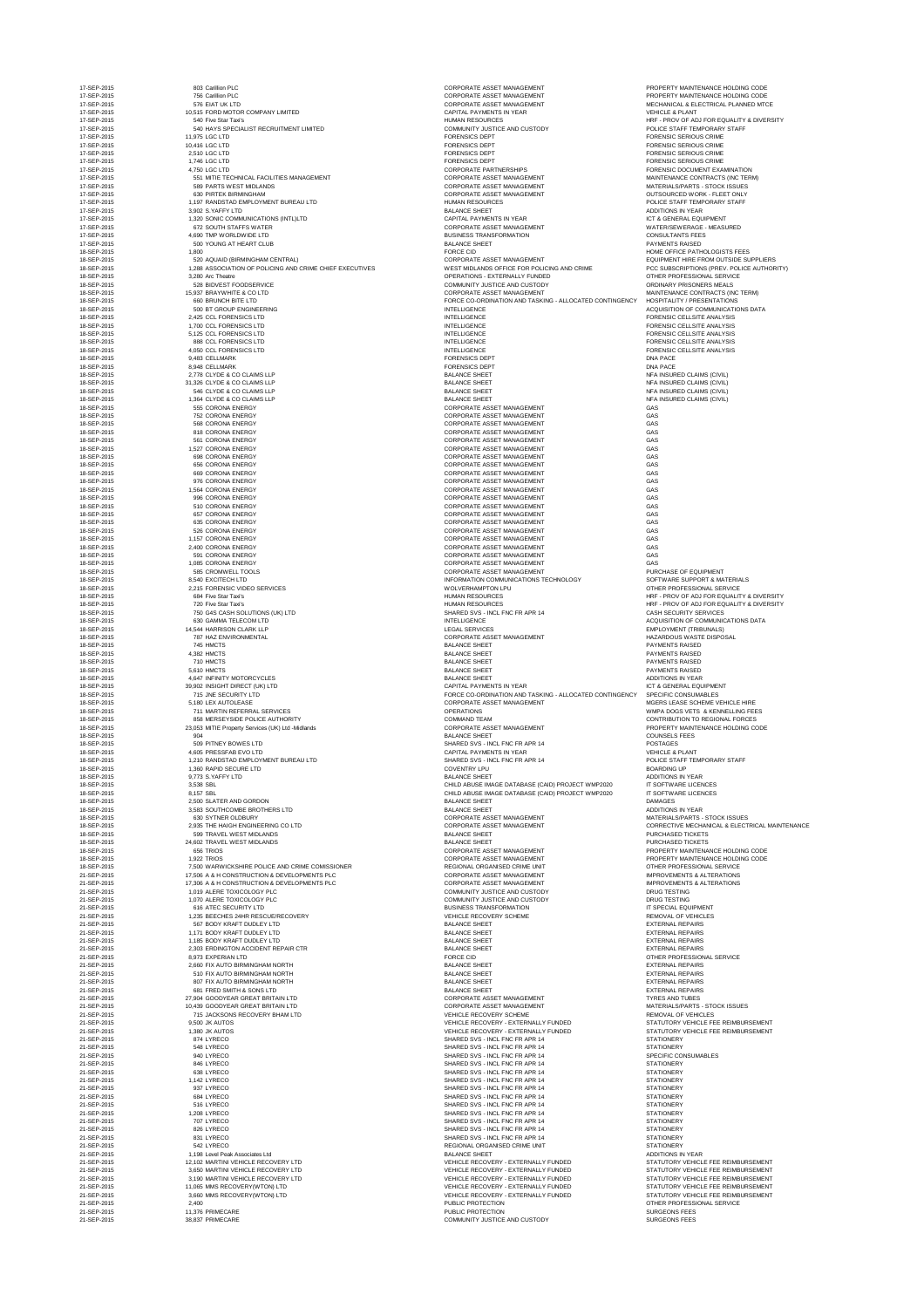| | | | | |
|---|---|---|---|---|
| 17-SEP-2015 | 803 | Carillion PLC | CORPORATE ASSET MANAGEMENT | PROPERTY MAINTENANCE HOLDING CODE |
| 17-SEP-2015 | 756 | Carillion PLC | CORPORATE ASSET MANAGEMENT | PROPERTY MAINTENANCE HOLDING CODE |
| 17-SEP-2015 | 576 | EIAT UK LTD | CORPORATE ASSET MANAGEMENT | MECHANICAL & ELECTRICAL PLANNED MTCE |
| 17-SEP-2015 | 10,515 | FORD MOTOR COMPANY LIMITED | CAPITAL PAYMENTS IN YEAR | VEHICLE & PLANT |
| 17-SEP-2015 | 540 | Five Star Taxi's | HUMAN RESOURCES | HRF - PROV OF ADJ FOR EQUALITY & DIVERSITY |
| 17-SEP-2015 | 540 | HAYS SPECIALIST RECRUITMENT LIMITED | COMMUNITY JUSTICE AND CUSTODY | POLICE STAFF TEMPORARY STAFF |
| 17-SEP-2015 | 11,975 | LGC LTD | FORENSICS DEPT | FORENSIC SERIOUS CRIME |
| 17-SEP-2015 | 10,416 | LGC LTD | FORENSICS DEPT | FORENSIC SERIOUS CRIME |
| 17-SEP-2015 | 2,510 | LGC LTD | FORENSICS DEPT | FORENSIC SERIOUS CRIME |
| 17-SEP-2015 | 1,746 | LGC LTD | FORENSICS DEPT | FORENSIC SERIOUS CRIME |
| 17-SEP-2015 | 4,750 | LGC LTD | CORPORATE PARTNERSHIPS | FORENSIC DOCUMENT EXAMINATION |
| 17-SEP-2015 | 551 | MITIE TECHNICAL FACILITIES MANAGEMENT | CORPORATE ASSET MANAGEMENT | MAINTENANCE CONTRACTS (INC TERM) |
| 17-SEP-2015 | 589 | PARTS WEST MIDLANDS | CORPORATE ASSET MANAGEMENT | MATERIALS/PARTS - STOCK ISSUES |
| 17-SEP-2015 | 630 | PIRTEK BIRMINGHAM | CORPORATE ASSET MANAGEMENT | OUTSOURCED WORK - FLEET ONLY |
| 17-SEP-2015 | 1,197 | RANDSTAD EMPLOYMENT BUREAU LTD | HUMAN RESOURCES | POLICE STAFF TEMPORARY STAFF |
| 17-SEP-2015 | 3,902 | S.YAFFY LTD | BALANCE SHEET | ADDITIONS IN YEAR |
| 17-SEP-2015 | 1,320 | SONIC COMMUNICATIONS (INTL)LTD | CAPITAL PAYMENTS IN YEAR | ICT & GENERAL EQUIPMENT |
| 17-SEP-2015 | 672 | SOUTH STAFFS WATER | CORPORATE ASSET MANAGEMENT | WATER/SEWERAGE - MEASURED |
| 17-SEP-2015 | 4,690 | TMP WORLDWIDE LTD | BUSINESS TRANSFORMATION | CONSULTANTS FEES |
| 17-SEP-2015 | 500 | YOUNG AT HEART CLUB | BALANCE SHEET | PAYMENTS RAISED |
| 18-SEP-2015 | 1,800 | | FORCE CID | HOME OFFICE PATHOLOGISTS FEES |
| 18-SEP-2015 | 520 | AQUAID (BIRMINGHAM CENTRAL) | CORPORATE ASSET MANAGEMENT | EQUIPMENT HIRE FROM OUTSIDE SUPPLIERS |
| 18-SEP-2015 | 1,288 | ASSOCIATION OF POLICING AND CRIME CHIEF EXECUTIVES | WEST MIDLANDS OFFICE FOR POLICING AND CRIME | PCC SUBSCRIPTIONS (PREV. POLICE AUTHORITY) |
| 18-SEP-2015 | 3,280 | Arc Theatre | OPERATIONS - EXTERNALLY FUNDED | OTHER PROFESSIONAL SERVICE |
| 18-SEP-2015 | 528 | BIDVEST FOODSERVICE | COMMUNITY JUSTICE AND CUSTODY | ORDINARY PRISONERS MEALS |
| 18-SEP-2015 | 15,937 | BRAYWHITE & CO LTD | CORPORATE ASSET MANAGEMENT | MAINTENANCE CONTRACTS (INC TERM) |
| 18-SEP-2015 | 660 | BRUNCH BITE LTD | FORCE CO-ORDINATION AND TASKING - ALLOCATED CONTINGENCY | HOSPITALITY / PRESENTATIONS |
| 18-SEP-2015 | 500 | BT GROUP ENGINEERING | INTELLIGENCE | ACQUISITION OF COMMUNICATIONS DATA |
| 18-SEP-2015 | 2,425 | CCL FORENSICS LTD | INTELLIGENCE | FORENSIC CELLSITE ANALYSIS |
| 18-SEP-2015 | 1,700 | CCL FORENSICS LTD | INTELLIGENCE | FORENSIC CELLSITE ANALYSIS |
| 18-SEP-2015 | 5,125 | CCL FORENSICS LTD | INTELLIGENCE | FORENSIC CELLSITE ANALYSIS |
| 18-SEP-2015 | 888 | CCL FORENSICS LTD | INTELLIGENCE | FORENSIC CELLSITE ANALYSIS |
| 18-SEP-2015 | 4,050 | CCL FORENSICS LTD | INTELLIGENCE | FORENSIC CELLSITE ANALYSIS |
| 18-SEP-2015 | 9,483 | CELLMARK | FORENSICS DEPT | DNA PACE |
| 18-SEP-2015 | 8,948 | CELLMARK | FORENSICS DEPT | DNA PACE |
| 18-SEP-2015 | 2,778 | CLYDE & CO CLAIMS LLP | BALANCE SHEET | NFA INSURED CLAIMS (CIVIL) |
| 18-SEP-2015 | 31,326 | CLYDE & CO CLAIMS LLP | BALANCE SHEET | NFA INSURED CLAIMS (CIVIL) |
| 18-SEP-2015 | 546 | CLYDE & CO CLAIMS LLP | BALANCE SHEET | NFA INSURED CLAIMS (CIVIL) |
| 18-SEP-2015 | 1,364 | CLYDE & CO CLAIMS LLP | BALANCE SHEET | NFA INSURED CLAIMS (CIVIL) |
| 18-SEP-2015 | 555 | CORONA ENERGY | CORPORATE ASSET MANAGEMENT | GAS |
| 18-SEP-2015 | 752 | CORONA ENERGY | CORPORATE ASSET MANAGEMENT | GAS |
| 18-SEP-2015 | 568 | CORONA ENERGY | CORPORATE ASSET MANAGEMENT | GAS |
| 18-SEP-2015 | 818 | CORONA ENERGY | CORPORATE ASSET MANAGEMENT | GAS |
| 18-SEP-2015 | 561 | CORONA ENERGY | CORPORATE ASSET MANAGEMENT | GAS |
| 18-SEP-2015 | 1,527 | CORONA ENERGY | CORPORATE ASSET MANAGEMENT | GAS |
| 18-SEP-2015 | 698 | CORONA ENERGY | CORPORATE ASSET MANAGEMENT | GAS |
| 18-SEP-2015 | 656 | CORONA ENERGY | CORPORATE ASSET MANAGEMENT | GAS |
| 18-SEP-2015 | 669 | CORONA ENERGY | CORPORATE ASSET MANAGEMENT | GAS |
| 18-SEP-2015 | 976 | CORONA ENERGY | CORPORATE ASSET MANAGEMENT | GAS |
| 18-SEP-2015 | 1,564 | CORONA ENERGY | CORPORATE ASSET MANAGEMENT | GAS |
| 18-SEP-2015 | 996 | CORONA ENERGY | CORPORATE ASSET MANAGEMENT | GAS |
| 18-SEP-2015 | 510 | CORONA ENERGY | CORPORATE ASSET MANAGEMENT | GAS |
| 18-SEP-2015 | 657 | CORONA ENERGY | CORPORATE ASSET MANAGEMENT | GAS |
| 18-SEP-2015 | 635 | CORONA ENERGY | CORPORATE ASSET MANAGEMENT | GAS |
| 18-SEP-2015 | 526 | CORONA ENERGY | CORPORATE ASSET MANAGEMENT | GAS |
| 18-SEP-2015 | 1,157 | CORONA ENERGY | CORPORATE ASSET MANAGEMENT | GAS |
| 18-SEP-2015 | 2,400 | CORONA ENERGY | CORPORATE ASSET MANAGEMENT | GAS |
| 18-SEP-2015 | 591 | CORONA ENERGY | CORPORATE ASSET MANAGEMENT | GAS |
| 18-SEP-2015 | 1,085 | CORONA ENERGY | CORPORATE ASSET MANAGEMENT | GAS |
| 18-SEP-2015 | 585 | CROMWELL TOOLS | CORPORATE ASSET MANAGEMENT | PURCHASE OF EQUIPMENT |
| 18-SEP-2015 | 8,540 | EXCITECH LTD | INFORMATION COMMUNICATIONS TECHNOLOGY | SOFTWARE SUPPORT & MATERIALS |
| 18-SEP-2015 | 2,215 | FORENSIC VIDEO SERVICES | WOLVERHAMPTON LPU | OTHER PROFESSIONAL SERVICE |
| 18-SEP-2015 | 684 | Five Star Taxi's | HUMAN RESOURCES | HRF - PROV OF ADJ FOR EQUALITY & DIVERSITY |
| 18-SEP-2015 | 720 | Five Star Taxi's | HUMAN RESOURCES | HRF - PROV OF ADJ FOR EQUALITY & DIVERSITY |
| 18-SEP-2015 | 750 | G4S CASH SOLUTIONS (UK) LTD | SHARED SVS - INCL FNC FR APR 14 | CASH SECURITY SERVICES |
| 18-SEP-2015 | 630 | GAMMA TELECOM LTD | INTELLIGENCE | ACQUISITION OF COMMUNICATIONS DATA |
| 18-SEP-2015 | 14,544 | HARRISON CLARK LLP | LEGAL SERVICES | EMPLOYMENT (TRIBUNALS) |
| 18-SEP-2015 | 787 | HAZ ENVIRONMENTAL | CORPORATE ASSET MANAGEMENT | HAZARDOUS WASTE DISPOSAL |
| 18-SEP-2015 | 745 | HMCTS | BALANCE SHEET | PAYMENTS RAISED |
| 18-SEP-2015 | 4,382 | HMCTS | BALANCE SHEET | PAYMENTS RAISED |
| 18-SEP-2015 | 710 | HMCTS | BALANCE SHEET | PAYMENTS RAISED |
| 18-SEP-2015 | 5,610 | HMCTS | BALANCE SHEET | PAYMENTS RAISED |
| 18-SEP-2015 | 4,647 | INFINITY MOTORCYCLES | BALANCE SHEET | ADDITIONS IN YEAR |
| 18-SEP-2015 | 39,902 | INSIGHT DIRECT (UK) LTD | CAPITAL PAYMENTS IN YEAR | ICT & GENERAL EQUIPMENT |
| 18-SEP-2015 | 715 | JNE SECURITY LTD | FORCE CO-ORDINATION AND TASKING - ALLOCATED CONTINGENCY | SPECIFIC CONSUMABLES |
| 18-SEP-2015 | 5,180 | LEX AUTOLEASE | CORPORATE ASSET MANAGEMENT | MGERS LEASE SCHEME VEHICLE HIRE |
| 18-SEP-2015 | 711 | MARTIN REFERRAL SERVICES | OPERATIONS | WMPA DOGS VETS & KENNELLING FEES |
| 18-SEP-2015 | 858 | MERSEYSIDE POLICE AUTHORITY | COMMAND TEAM | CONTRIBUTION TO REGIONAL FORCES |
| 18-SEP-2015 | 23,053 | MITIE Property Services (UK) Ltd -Midlands | CORPORATE ASSET MANAGEMENT | PROPERTY MAINTENANCE HOLDING CODE |
| 18-SEP-2015 | 904 | | BALANCE SHEET | COUNSELS FEES |
| 18-SEP-2015 | 509 | PITNEY BOWES LTD | SHARED SVS - INCL FNC FR APR 14 | POSTAGES |
| 18-SEP-2015 | 4,605 | PRESSFAB EVO LTD | CAPITAL PAYMENTS IN YEAR | VEHICLE & PLANT |
| 18-SEP-2015 | 1,210 | RANDSTAD EMPLOYMENT BUREAU LTD | SHARED SVS - INCL FNC FR APR 14 | POLICE STAFF TEMPORARY STAFF |
| 18-SEP-2015 | 1,360 | RAPID SECURE LTD | COVENTRY LPU | BOARDING UP |
| 18-SEP-2015 | 9,773 | S.YAFFY LTD | BALANCE SHEET | ADDITIONS IN YEAR |
| 18-SEP-2015 | 3,538 | SBL | CHILD ABUSE IMAGE DATABASE (CAID) PROJECT WMP2020 | IT SOFTWARE LICENCES |
| 18-SEP-2015 | 8,157 | SBL | CHILD ABUSE IMAGE DATABASE (CAID) PROJECT WMP2020 | IT SOFTWARE LICENCES |
| 18-SEP-2015 | 2,500 | SLATER AND GORDON | BALANCE SHEET | DAMAGES |
| 18-SEP-2015 | 3,583 | SOUTHCOMBE BROTHERS LTD | BALANCE SHEET | ADDITIONS IN YEAR |
| 18-SEP-2015 | 630 | SYTNER OLDBURY | CORPORATE ASSET MANAGEMENT | MATERIALS/PARTS - STOCK ISSUES |
| 18-SEP-2015 | 2,935 | THE HAIGH ENGINEERING CO LTD | CORPORATE ASSET MANAGEMENT | CORRECTIVE MECHANICAL & ELECTRICAL MAINTENANCE |
| 18-SEP-2015 | 599 | TRAVEL WEST MIDLANDS | BALANCE SHEET | PURCHASED TICKETS |
| 18-SEP-2015 | 24,602 | TRAVEL WEST MIDLANDS | BALANCE SHEET | PURCHASED TICKETS |
| 18-SEP-2015 | 656 | TRIOS | CORPORATE ASSET MANAGEMENT | PROPERTY MAINTENANCE HOLDING CODE |
| 18-SEP-2015 | 1,922 | TRIOS | CORPORATE ASSET MANAGEMENT | PROPERTY MAINTENANCE HOLDING CODE |
| 18-SEP-2015 | 7,500 | WARWICKSHIRE POLICE AND CRIME COMISSIONER | REGIONAL ORGANISED CRIME UNIT | OTHER PROFESSIONAL SERVICE |
| 21-SEP-2015 | 17,506 | A & H CONSTRUCTION & DEVELOPMENTS PLC | CORPORATE ASSET MANAGEMENT | IMPROVEMENTS & ALTERATIONS |
| 21-SEP-2015 | 17,306 | A & H CONSTRUCTION & DEVELOPMENTS PLC | CORPORATE ASSET MANAGEMENT | IMPROVEMENTS & ALTERATIONS |
| 21-SEP-2015 | 1,019 | ALERE TOXICOLOGY PLC | COMMUNITY JUSTICE AND CUSTODY | DRUG TESTING |
| 21-SEP-2015 | 1,070 | ALERE TOXICOLOGY PLC | COMMUNITY JUSTICE AND CUSTODY | DRUG TESTING |
| 21-SEP-2015 | 616 | ATEC SECURITY LTD | BUSINESS TRANSFORMATION | IT SPECIAL EQUIPMENT |
| 21-SEP-2015 | 1,235 | BEECHES 24HR RESCUE/RECOVERY | VEHICLE RECOVERY SCHEME | REMOVAL OF VEHICLES |
| 21-SEP-2015 | 567 | BODY KRAFT DUDLEY LTD | BALANCE SHEET | EXTERNAL REPAIRS |
| 21-SEP-2015 | 1,171 | BODY KRAFT DUDLEY LTD | BALANCE SHEET | EXTERNAL REPAIRS |
| 21-SEP-2015 | 1,185 | BODY KRAFT DUDLEY LTD | BALANCE SHEET | EXTERNAL REPAIRS |
| 21-SEP-2015 | 2,303 | ERDINGTON ACCIDENT REPAIR CTR | BALANCE SHEET | EXTERNAL REPAIRS |
| 21-SEP-2015 | 8,973 | EXPERIAN LTD | FORCE CID | OTHER PROFESSIONAL SERVICE |
| 21-SEP-2015 | 2,660 | FIX AUTO BIRMINGHAM NORTH | BALANCE SHEET | EXTERNAL REPAIRS |
| 21-SEP-2015 | 510 | FIX AUTO BIRMINGHAM NORTH | BALANCE SHEET | EXTERNAL REPAIRS |
| 21-SEP-2015 | 807 | FIX AUTO BIRMINGHAM NORTH | BALANCE SHEET | EXTERNAL REPAIRS |
| 21-SEP-2015 | 681 | FRED SMITH & SONS LTD | BALANCE SHEET | EXTERNAL REPAIRS |
| 21-SEP-2015 | 27,904 | GOODYEAR GREAT BRITAIN LTD | CORPORATE ASSET MANAGEMENT | TYRES AND TUBES |
| 21-SEP-2015 | 10,439 | GOODYEAR GREAT BRITAIN LTD | CORPORATE ASSET MANAGEMENT | MATERIALS/PARTS - STOCK ISSUES |
| 21-SEP-2015 | 715 | JACKSONS RECOVERY BHAM LTD | VEHICLE RECOVERY SCHEME | REMOVAL OF VEHICLES |
| 21-SEP-2015 | 9,500 | JK AUTOS | VEHICLE RECOVERY - EXTERNALLY FUNDED | STATUTORY VEHICLE FEE REIMBURSEMENT |
| 21-SEP-2015 | 1,380 | JK AUTOS | VEHICLE RECOVERY - EXTERNALLY FUNDED | STATUTORY VEHICLE FEE REIMBURSEMENT |
| 21-SEP-2015 | 874 | LYRECO | SHARED SVS - INCL FNC FR APR 14 | STATIONERY |
| 21-SEP-2015 | 548 | LYRECO | SHARED SVS - INCL FNC FR APR 14 | STATIONERY |
| 21-SEP-2015 | 940 | LYRECO | SHARED SVS - INCL FNC FR APR 14 | SPECIFIC CONSUMABLES |
| 21-SEP-2015 | 846 | LYRECO | SHARED SVS - INCL FNC FR APR 14 | STATIONERY |
| 21-SEP-2015 | 638 | LYRECO | SHARED SVS - INCL FNC FR APR 14 | STATIONERY |
| 21-SEP-2015 | 1,142 | LYRECO | SHARED SVS - INCL FNC FR APR 14 | STATIONERY |
| 21-SEP-2015 | 937 | LYRECO | SHARED SVS - INCL FNC FR APR 14 | STATIONERY |
| 21-SEP-2015 | 684 | LYRECO | SHARED SVS - INCL FNC FR APR 14 | STATIONERY |
| 21-SEP-2015 | 516 | LYRECO | SHARED SVS - INCL FNC FR APR 14 | STATIONERY |
| 21-SEP-2015 | 1,208 | LYRECO | SHARED SVS - INCL FNC FR APR 14 | STATIONERY |
| 21-SEP-2015 | 707 | LYRECO | SHARED SVS - INCL FNC FR APR 14 | STATIONERY |
| 21-SEP-2015 | 826 | LYRECO | SHARED SVS - INCL FNC FR APR 14 | STATIONERY |
| 21-SEP-2015 | 831 | LYRECO | SHARED SVS - INCL FNC FR APR 14 | STATIONERY |
| 21-SEP-2015 | 542 | LYRECO | REGIONAL ORGANISED CRIME UNIT | STATIONERY |
| 21-SEP-2015 | 1,198 | Level Peak Associates Ltd | BALANCE SHEET | ADDITIONS IN YEAR |
| 21-SEP-2015 | 12,102 | MARTINI VEHICLE RECOVERY LTD | VEHICLE RECOVERY - EXTERNALLY FUNDED | STATUTORY VEHICLE FEE REIMBURSEMENT |
| 21-SEP-2015 | 3,650 | MARTINI VEHICLE RECOVERY LTD | VEHICLE RECOVERY - EXTERNALLY FUNDED | STATUTORY VEHICLE FEE REIMBURSEMENT |
| 21-SEP-2015 | 3,190 | MARTINI VEHICLE RECOVERY LTD | VEHICLE RECOVERY - EXTERNALLY FUNDED | STATUTORY VEHICLE FEE REIMBURSEMENT |
| 21-SEP-2015 | 11,065 | MMS RECOVERY(WTON) LTD | VEHICLE RECOVERY - EXTERNALLY FUNDED | STATUTORY VEHICLE FEE REIMBURSEMENT |
| 21-SEP-2015 | 3,660 | MMS RECOVERY(WTON) LTD | VEHICLE RECOVERY - EXTERNALLY FUNDED | STATUTORY VEHICLE FEE REIMBURSEMENT |
| 21-SEP-2015 | 2,400 | | PUBLIC PROTECTION | OTHER PROFESSIONAL SERVICE |
| 21-SEP-2015 | 11,376 | PRIMECARE | PUBLIC PROTECTION | SURGEONS FEES |
| 21-SEP-2015 | 38,837 | PRIMECARE | COMMUNITY JUSTICE AND CUSTODY | SURGEONS FEES |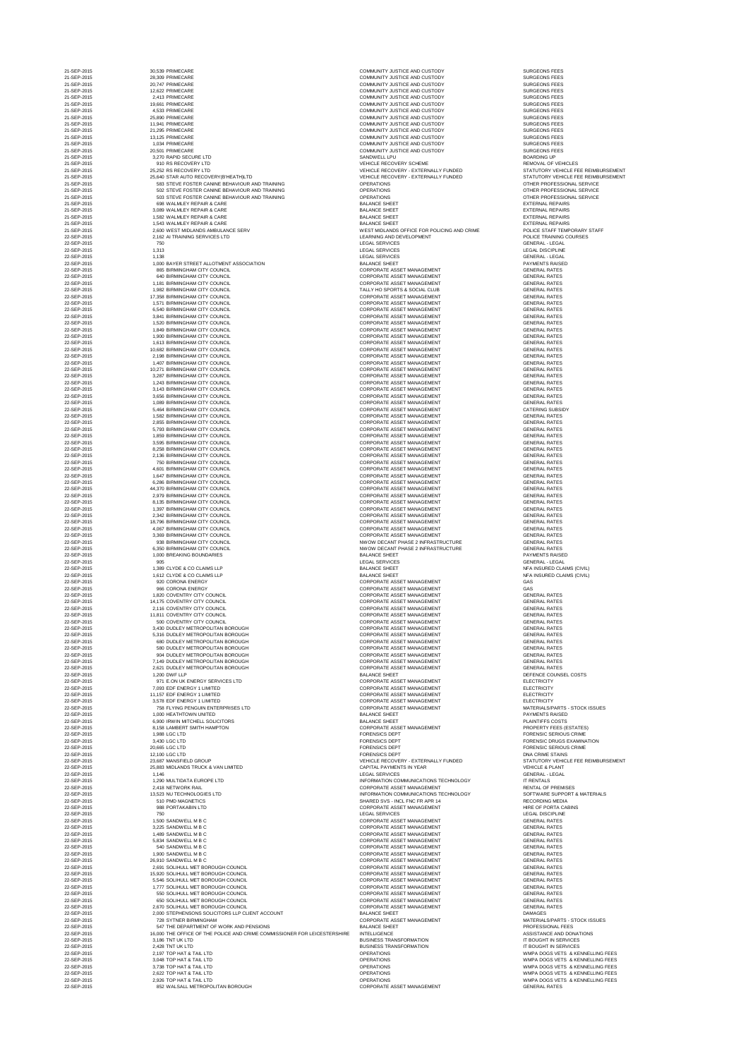| | | | | |
|---|---|---|---|---|
| 21-SEP-2015 | 30,539 | PRIMECARE | COMMUNITY JUSTICE AND CUSTODY | SURGEONS FEES |
| 21-SEP-2015 | 28,309 | PRIMECARE | COMMUNITY JUSTICE AND CUSTODY | SURGEONS FEES |
| 21-SEP-2015 | 20,747 | PRIMECARE | COMMUNITY JUSTICE AND CUSTODY | SURGEONS FEES |
| 21-SEP-2015 | 12,622 | PRIMECARE | COMMUNITY JUSTICE AND CUSTODY | SURGEONS FEES |
| 21-SEP-2015 | 2,413 | PRIMECARE | COMMUNITY JUSTICE AND CUSTODY | SURGEONS FEES |
| 21-SEP-2015 | 19,661 | PRIMECARE | COMMUNITY JUSTICE AND CUSTODY | SURGEONS FEES |
| 21-SEP-2015 | 4,533 | PRIMECARE | COMMUNITY JUSTICE AND CUSTODY | SURGEONS FEES |
| 21-SEP-2015 | 25,890 | PRIMECARE | COMMUNITY JUSTICE AND CUSTODY | SURGEONS FEES |
| 21-SEP-2015 | 11,941 | PRIMECARE | COMMUNITY JUSTICE AND CUSTODY | SURGEONS FEES |
| 21-SEP-2015 | 21,295 | PRIMECARE | COMMUNITY JUSTICE AND CUSTODY | SURGEONS FEES |
| 21-SEP-2015 | 13,125 | PRIMECARE | COMMUNITY JUSTICE AND CUSTODY | SURGEONS FEES |
| 21-SEP-2015 | 1,034 | PRIMECARE | COMMUNITY JUSTICE AND CUSTODY | SURGEONS FEES |
| 21-SEP-2015 | 20,501 | PRIMECARE | COMMUNITY JUSTICE AND CUSTODY | SURGEONS FEES |
| 21-SEP-2015 | 3,270 | RAPID SECURE LTD | SANDWELL LPU | BOARDING UP |
| 21-SEP-2015 | 910 | RS RECOVERY LTD | VEHICLE RECOVERY SCHEME | REMOVAL OF VEHICLES |
| 21-SEP-2015 | 25,252 | RS RECOVERY LTD | VEHICLE RECOVERY - EXTERNALLY FUNDED | STATUTORY VEHICLE FEE REIMBURSEMENT |
| 21-SEP-2015 | 25,640 | STAR AUTO RECOVERY(B'HEATH)LTD | VEHICLE RECOVERY - EXTERNALLY FUNDED | STATUTORY VEHICLE FEE REIMBURSEMENT |
| 21-SEP-2015 | 583 | STEVE FOSTER CANINE BEHAVIOUR AND TRAINING | OPERATIONS | OTHER PROFESSIONAL SERVICE |
| 21-SEP-2015 | 502 | STEVE FOSTER CANINE BEHAVIOUR AND TRAINING | OPERATIONS | OTHER PROFESSIONAL SERVICE |
| 21-SEP-2015 | 503 | STEVE FOSTER CANINE BEHAVIOUR AND TRAINING | OPERATIONS | OTHER PROFESSIONAL SERVICE |
| 21-SEP-2015 | 698 | WALMLEY REPAIR & CARE | BALANCE SHEET | EXTERNAL REPAIRS |
| 21-SEP-2015 | 3,089 | WALMLEY REPAIR & CARE | BALANCE SHEET | EXTERNAL REPAIRS |
| 21-SEP-2015 | 1,582 | WALMLEY REPAIR & CARE | BALANCE SHEET | EXTERNAL REPAIRS |
| 21-SEP-2015 | 1,543 | WALMLEY REPAIR & CARE | BALANCE SHEET | EXTERNAL REPAIRS |
| 21-SEP-2015 | 2,600 | WEST MIDLANDS AMBULANCE SERV | WEST MIDLANDS OFFICE FOR POLICING AND CRIME | POLICE STAFF TEMPORARY STAFF |
| 21-SEP-2015 | 2,162 | AI TRAINING SERVICES LTD | LEARNING AND DEVELOPMENT | POLICE TRAINING COURSES |
| 22-SEP-2015 | 750 | | LEGAL SERVICES | GENERAL - LEGAL |
| 22-SEP-2015 | 1,313 | | LEGAL SERVICES | LEGAL DISCIPLINE |
| 22-SEP-2015 | 1,138 | | LEGAL SERVICES | GENERAL - LEGAL |
| 22-SEP-2015 | 1,000 | BAYER STREET ALLOTMENT ASSOCIATION | BALANCE SHEET | PAYMENTS RAISED |
| 22-SEP-2015 | 865 | BIRMINGHAM CITY COUNCIL | CORPORATE ASSET MANAGEMENT | GENERAL RATES |
| 22-SEP-2015 | 640 | BIRMINGHAM CITY COUNCIL | CORPORATE ASSET MANAGEMENT | GENERAL RATES |
| 22-SEP-2015 | 1,181 | BIRMINGHAM CITY COUNCIL | CORPORATE ASSET MANAGEMENT | GENERAL RATES |
| 22-SEP-2015 | 1,982 | BIRMINGHAM CITY COUNCIL | TALLY HO SPORTS & SOCIAL CLUB | GENERAL RATES |
| 22-SEP-2015 | 17,358 | BIRMINGHAM CITY COUNCIL | CORPORATE ASSET MANAGEMENT | GENERAL RATES |
| 22-SEP-2015 | 1,571 | BIRMINGHAM CITY COUNCIL | CORPORATE ASSET MANAGEMENT | GENERAL RATES |
| 22-SEP-2015 | 6,540 | BIRMINGHAM CITY COUNCIL | CORPORATE ASSET MANAGEMENT | GENERAL RATES |
| 22-SEP-2015 | 3,841 | BIRMINGHAM CITY COUNCIL | CORPORATE ASSET MANAGEMENT | GENERAL RATES |
| 22-SEP-2015 | 1,520 | BIRMINGHAM CITY COUNCIL | CORPORATE ASSET MANAGEMENT | GENERAL RATES |
| 22-SEP-2015 | 1,849 | BIRMINGHAM CITY COUNCIL | CORPORATE ASSET MANAGEMENT | GENERAL RATES |
| 22-SEP-2015 | 1,900 | BIRMINGHAM CITY COUNCIL | CORPORATE ASSET MANAGEMENT | GENERAL RATES |
| 22-SEP-2015 | 1,613 | BIRMINGHAM CITY COUNCIL | CORPORATE ASSET MANAGEMENT | GENERAL RATES |
| 22-SEP-2015 | 10,682 | BIRMINGHAM CITY COUNCIL | CORPORATE ASSET MANAGEMENT | GENERAL RATES |
| 22-SEP-2015 | 2,198 | BIRMINGHAM CITY COUNCIL | CORPORATE ASSET MANAGEMENT | GENERAL RATES |
| 22-SEP-2015 | 1,407 | BIRMINGHAM CITY COUNCIL | CORPORATE ASSET MANAGEMENT | GENERAL RATES |
| 22-SEP-2015 | 10,271 | BIRMINGHAM CITY COUNCIL | CORPORATE ASSET MANAGEMENT | GENERAL RATES |
| 22-SEP-2015 | 3,287 | BIRMINGHAM CITY COUNCIL | CORPORATE ASSET MANAGEMENT | GENERAL RATES |
| 22-SEP-2015 | 1,243 | BIRMINGHAM CITY COUNCIL | CORPORATE ASSET MANAGEMENT | GENERAL RATES |
| 22-SEP-2015 | 3,143 | BIRMINGHAM CITY COUNCIL | CORPORATE ASSET MANAGEMENT | GENERAL RATES |
| 22-SEP-2015 | 3,656 | BIRMINGHAM CITY COUNCIL | CORPORATE ASSET MANAGEMENT | GENERAL RATES |
| 22-SEP-2015 | 1,089 | BIRMINGHAM CITY COUNCIL | CORPORATE ASSET MANAGEMENT | GENERAL RATES |
| 22-SEP-2015 | 5,464 | BIRMINGHAM CITY COUNCIL | CORPORATE ASSET MANAGEMENT | CATERING SUBSIDY |
| 22-SEP-2015 | 1,582 | BIRMINGHAM CITY COUNCIL | CORPORATE ASSET MANAGEMENT | GENERAL RATES |
| 22-SEP-2015 | 2,855 | BIRMINGHAM CITY COUNCIL | CORPORATE ASSET MANAGEMENT | GENERAL RATES |
| 22-SEP-2015 | 5,793 | BIRMINGHAM CITY COUNCIL | CORPORATE ASSET MANAGEMENT | GENERAL RATES |
| 22-SEP-2015 | 1,859 | BIRMINGHAM CITY COUNCIL | CORPORATE ASSET MANAGEMENT | GENERAL RATES |
| 22-SEP-2015 | 3,595 | BIRMINGHAM CITY COUNCIL | CORPORATE ASSET MANAGEMENT | GENERAL RATES |
| 22-SEP-2015 | 8,258 | BIRMINGHAM CITY COUNCIL | CORPORATE ASSET MANAGEMENT | GENERAL RATES |
| 22-SEP-2015 | 2,136 | BIRMINGHAM CITY COUNCIL | CORPORATE ASSET MANAGEMENT | GENERAL RATES |
| 22-SEP-2015 | 750 | BIRMINGHAM CITY COUNCIL | CORPORATE ASSET MANAGEMENT | GENERAL RATES |
| 22-SEP-2015 | 4,601 | BIRMINGHAM CITY COUNCIL | CORPORATE ASSET MANAGEMENT | GENERAL RATES |
| 22-SEP-2015 | 1,647 | BIRMINGHAM CITY COUNCIL | CORPORATE ASSET MANAGEMENT | GENERAL RATES |
| 22-SEP-2015 | 6,286 | BIRMINGHAM CITY COUNCIL | CORPORATE ASSET MANAGEMENT | GENERAL RATES |
| 22-SEP-2015 | 44,370 | BIRMINGHAM CITY COUNCIL | CORPORATE ASSET MANAGEMENT | GENERAL RATES |
| 22-SEP-2015 | 2,979 | BIRMINGHAM CITY COUNCIL | CORPORATE ASSET MANAGEMENT | GENERAL RATES |
| 22-SEP-2015 | 8,135 | BIRMINGHAM CITY COUNCIL | CORPORATE ASSET MANAGEMENT | GENERAL RATES |
| 22-SEP-2015 | 1,397 | BIRMINGHAM CITY COUNCIL | CORPORATE ASSET MANAGEMENT | GENERAL RATES |
| 22-SEP-2015 | 2,342 | BIRMINGHAM CITY COUNCIL | CORPORATE ASSET MANAGEMENT | GENERAL RATES |
| 22-SEP-2015 | 18,796 | BIRMINGHAM CITY COUNCIL | CORPORATE ASSET MANAGEMENT | GENERAL RATES |
| 22-SEP-2015 | 4,067 | BIRMINGHAM CITY COUNCIL | CORPORATE ASSET MANAGEMENT | GENERAL RATES |
| 22-SEP-2015 | 3,369 | BIRMINGHAM CITY COUNCIL | CORPORATE ASSET MANAGEMENT | GENERAL RATES |
| 22-SEP-2015 | 938 | BIRMINGHAM CITY COUNCIL | NWOW DECANT PHASE 2 INFRASTRUCTURE | GENERAL RATES |
| 22-SEP-2015 | 6,350 | BIRMINGHAM CITY COUNCIL | NWOW DECANT PHASE 2 INFRASTRUCTURE | GENERAL RATES |
| 22-SEP-2015 | 1,000 | BREAKING BOUNDARIES | BALANCE SHEET | PAYMENTS RAISED |
| 22-SEP-2015 | 905 | | LEGAL SERVICES | GENERAL - LEGAL |
| 22-SEP-2015 | 1,389 | CLYDE & CO CLAIMS LLP | BALANCE SHEET | NFA INSURED CLAIMS (CIVIL) |
| 22-SEP-2015 | 1,612 | CLYDE & CO CLAIMS LLP | BALANCE SHEET | NFA INSURED CLAIMS (CIVIL) |
| 22-SEP-2015 | 920 | CORONA ENERGY | CORPORATE ASSET MANAGEMENT | GAS |
| 22-SEP-2015 | 966 | CORONA ENERGY | CORPORATE ASSET MANAGEMENT | GAS |
| 22-SEP-2015 | 1,820 | COVENTRY CITY COUNCIL | CORPORATE ASSET MANAGEMENT | GENERAL RATES |
| 22-SEP-2015 | 14,175 | COVENTRY CITY COUNCIL | CORPORATE ASSET MANAGEMENT | GENERAL RATES |
| 22-SEP-2015 | 2,116 | COVENTRY CITY COUNCIL | CORPORATE ASSET MANAGEMENT | GENERAL RATES |
| 22-SEP-2015 | 11,611 | COVENTRY CITY COUNCIL | CORPORATE ASSET MANAGEMENT | GENERAL RATES |
| 22-SEP-2015 | 500 | COVENTRY CITY COUNCIL | CORPORATE ASSET MANAGEMENT | GENERAL RATES |
| 22-SEP-2015 | 3,430 | DUDLEY METROPOLITAN BOROUGH | CORPORATE ASSET MANAGEMENT | GENERAL RATES |
| 22-SEP-2015 | 5,316 | DUDLEY METROPOLITAN BOROUGH | CORPORATE ASSET MANAGEMENT | GENERAL RATES |
| 22-SEP-2015 | 680 | DUDLEY METROPOLITAN BOROUGH | CORPORATE ASSET MANAGEMENT | GENERAL RATES |
| 22-SEP-2015 | 580 | DUDLEY METROPOLITAN BOROUGH | CORPORATE ASSET MANAGEMENT | GENERAL RATES |
| 22-SEP-2015 | 904 | DUDLEY METROPOLITAN BOROUGH | CORPORATE ASSET MANAGEMENT | GENERAL RATES |
| 22-SEP-2015 | 7,149 | DUDLEY METROPOLITAN BOROUGH | CORPORATE ASSET MANAGEMENT | GENERAL RATES |
| 22-SEP-2015 | 2,621 | DUDLEY METROPOLITAN BOROUGH | CORPORATE ASSET MANAGEMENT | GENERAL RATES |
| 22-SEP-2015 | 1,200 | DWF LLP | BALANCE SHEET | DEFENCE COUNSEL COSTS |
| 22-SEP-2015 | 971 | E.ON UK ENERGY SERVICES LTD | CORPORATE ASSET MANAGEMENT | ELECTRICITY |
| 22-SEP-2015 | 7,093 | EDF ENERGY 1 LIMITED | CORPORATE ASSET MANAGEMENT | ELECTRICITY |
| 22-SEP-2015 | 11,157 | EDF ENERGY 1 LIMITED | CORPORATE ASSET MANAGEMENT | ELECTRICITY |
| 22-SEP-2015 | 3,578 | EDF ENERGY 1 LIMITED | CORPORATE ASSET MANAGEMENT | ELECTRICITY |
| 22-SEP-2015 | 758 | FLYING PENGUIN ENTERPRISES LTD | CORPORATE ASSET MANAGEMENT | MATERIALS/PARTS - STOCK ISSUES |
| 22-SEP-2015 | 1,000 | HEATHTOWN UNITED | BALANCE SHEET | PAYMENTS RAISED |
| 22-SEP-2015 | 6,900 | IRWIN MITCHELL SOLICITORS | BALANCE SHEET | PLAINTIFFS COSTS |
| 22-SEP-2015 | 8,158 | LAMBERT SMITH HAMPTON | CORPORATE ASSET MANAGEMENT | PROPERTY FEES (ESTATES) |
| 22-SEP-2015 | 1,988 | LGC LTD | FORENSICS DEPT | FORENSIC SERIOUS CRIME |
| 22-SEP-2015 | 3,430 | LGC LTD | FORENSICS DEPT | FORENSIC DRUGS EXAMINATION |
| 22-SEP-2015 | 20,665 | LGC LTD | FORENSICS DEPT | FORENSIC SERIOUS CRIME |
| 22-SEP-2015 | 12,100 | LGC LTD | FORENSICS DEPT | DNA CRIME STAINS |
| 22-SEP-2015 | 23,687 | MANSFIELD GROUP | VEHICLE RECOVERY - EXTERNALLY FUNDED | STATUTORY VEHICLE FEE REIMBURSEMENT |
| 22-SEP-2015 | 25,883 | MIDLANDS TRUCK & VAN LIMITED | CAPITAL PAYMENTS IN YEAR | VEHICLE & PLANT |
| 22-SEP-2015 | 1,146 | | LEGAL SERVICES | GENERAL - LEGAL |
| 22-SEP-2015 | 1,290 | MULTIDATA EUROPE LTD | INFORMATION COMMUNICATIONS TECHNOLOGY | IT RENTALS |
| 22-SEP-2015 | 2,418 | NETWORK RAIL | CORPORATE ASSET MANAGEMENT | RENTAL OF PREMISES |
| 22-SEP-2015 | 13,523 | NU TECHNOLOGIES LTD | INFORMATION COMMUNICATIONS TECHNOLOGY | SOFTWARE SUPPORT & MATERIALS |
| 22-SEP-2015 | 510 | PMD MAGNETICS | SHARED SVS - INCL FNC FR APR 14 | RECORDING MEDIA |
| 22-SEP-2015 | 988 | PORTAKABIN LTD | CORPORATE ASSET MANAGEMENT | HIRE OF PORTA CABINS |
| 22-SEP-2015 | 750 | | LEGAL SERVICES | LEGAL DISCIPLINE |
| 22-SEP-2015 | 1,500 | SANDWELL M B C | CORPORATE ASSET MANAGEMENT | GENERAL RATES |
| 22-SEP-2015 | 3,225 | SANDWELL M B C | CORPORATE ASSET MANAGEMENT | GENERAL RATES |
| 22-SEP-2015 | 1,489 | SANDWELL M B C | CORPORATE ASSET MANAGEMENT | GENERAL RATES |
| 22-SEP-2015 | 5,834 | SANDWELL M B C | CORPORATE ASSET MANAGEMENT | GENERAL RATES |
| 22-SEP-2015 | 540 | SANDWELL M B C | CORPORATE ASSET MANAGEMENT | GENERAL RATES |
| 22-SEP-2015 | 1,900 | SANDWELL M B C | CORPORATE ASSET MANAGEMENT | GENERAL RATES |
| 22-SEP-2015 | 26,910 | SANDWELL M B C | CORPORATE ASSET MANAGEMENT | GENERAL RATES |
| 22-SEP-2015 | 2,691 | SOLIHULL MET BOROUGH COUNCIL | CORPORATE ASSET MANAGEMENT | GENERAL RATES |
| 22-SEP-2015 | 15,920 | SOLIHULL MET BOROUGH COUNCIL | CORPORATE ASSET MANAGEMENT | GENERAL RATES |
| 22-SEP-2015 | 5,546 | SOLIHULL MET BOROUGH COUNCIL | CORPORATE ASSET MANAGEMENT | GENERAL RATES |
| 22-SEP-2015 | 1,777 | SOLIHULL MET BOROUGH COUNCIL | CORPORATE ASSET MANAGEMENT | GENERAL RATES |
| 22-SEP-2015 | 550 | SOLIHULL MET BOROUGH COUNCIL | CORPORATE ASSET MANAGEMENT | GENERAL RATES |
| 22-SEP-2015 | 650 | SOLIHULL MET BOROUGH COUNCIL | CORPORATE ASSET MANAGEMENT | GENERAL RATES |
| 22-SEP-2015 | 2,670 | SOLIHULL MET BOROUGH COUNCIL | CORPORATE ASSET MANAGEMENT | GENERAL RATES |
| 22-SEP-2015 | 2,000 | STEPHENSONS SOLICITORS LLP CLIENT ACCOUNT | BALANCE SHEET | DAMAGES |
| 22-SEP-2015 | 728 | SYTNER BIRMINGHAM | CORPORATE ASSET MANAGEMENT | MATERIALS/PARTS - STOCK ISSUES |
| 22-SEP-2015 | 547 | THE DEPARTMENT OF WORK AND PENSIONS | BALANCE SHEET | PROFESSIONAL FEES |
| 22-SEP-2015 | 16,000 | THE OFFICE OF THE POLICE AND CRIME COMMISSIONER FOR LEICESTERSHIRE | INTELLIGENCE | ASSISTANCE AND DONATIONS |
| 22-SEP-2015 | 3,186 | TNT UK LTD | BUSINESS TRANSFORMATION | IT BOUGHT IN SERVICES |
| 22-SEP-2015 | 2,428 | TNT UK LTD | BUSINESS TRANSFORMATION | IT BOUGHT IN SERVICES |
| 22-SEP-2015 | 2,197 | TOP HAT & TAIL LTD | OPERATIONS | WMPA DOGS VETS & KENNELLING FEES |
| 22-SEP-2015 | 3,048 | TOP HAT & TAIL LTD | OPERATIONS | WMPA DOGS VETS & KENNELLING FEES |
| 22-SEP-2015 | 3,738 | TOP HAT & TAIL LTD | OPERATIONS | WMPA DOGS VETS & KENNELLING FEES |
| 22-SEP-2015 | 2,622 | TOP HAT & TAIL LTD | OPERATIONS | WMPA DOGS VETS & KENNELLING FEES |
| 22-SEP-2015 | 2,926 | TOP HAT & TAIL LTD | OPERATIONS | WMPA DOGS VETS & KENNELLING FEES |
| 22-SEP-2015 | 852 | WALSALL METROPOLITAN BOROUGH | CORPORATE ASSET MANAGEMENT | GENERAL RATES |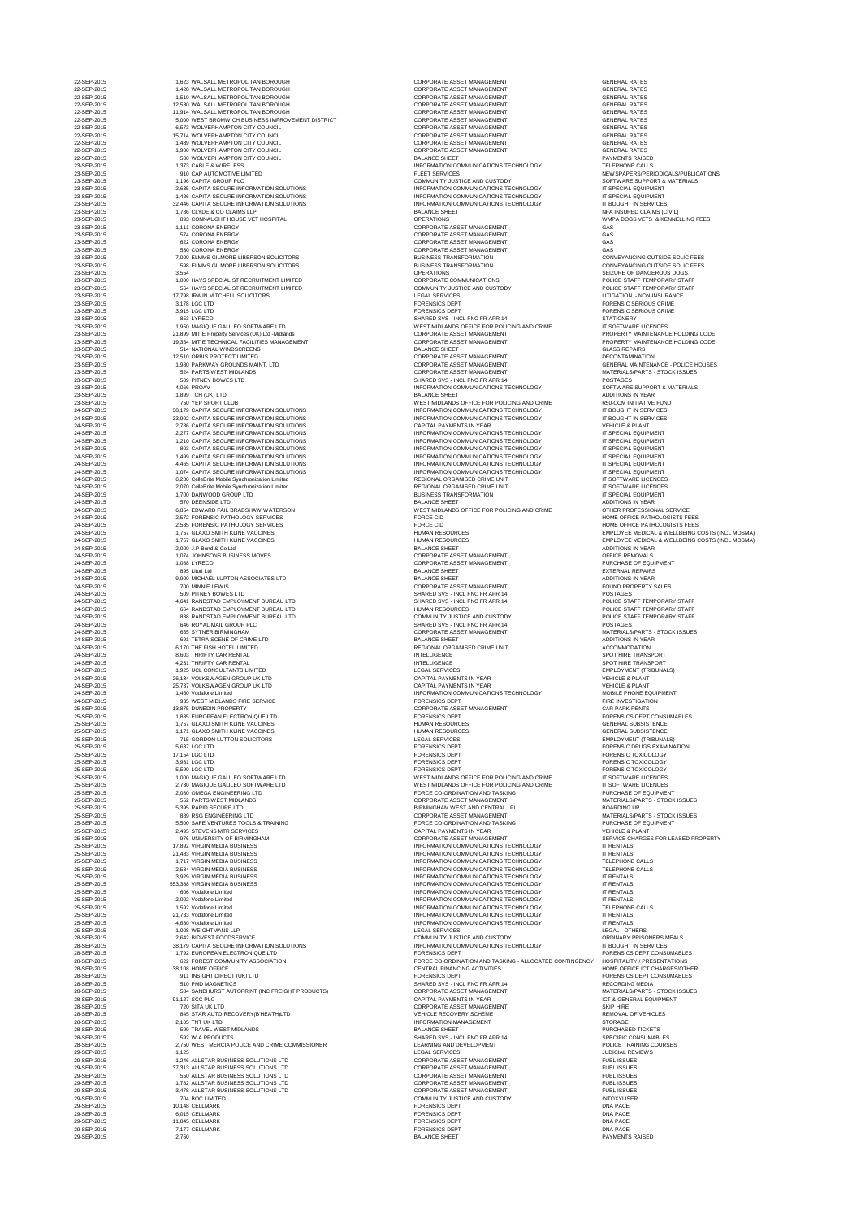| | | | | |
|---|---|---|---|---|
| 22-SEP-2015 | 1,623 | WALSALL METROPOLITAN BOROUGH | CORPORATE ASSET MANAGEMENT | GENERAL RATES |
| 22-SEP-2015 | 1,428 | WALSALL METROPOLITAN BOROUGH | CORPORATE ASSET MANAGEMENT | GENERAL RATES |
| 22-SEP-2015 | 1,510 | WALSALL METROPOLITAN BOROUGH | CORPORATE ASSET MANAGEMENT | GENERAL RATES |
| 22-SEP-2015 | 12,530 | WALSALL METROPOLITAN BOROUGH | CORPORATE ASSET MANAGEMENT | GENERAL RATES |
| 22-SEP-2015 | 11,914 | WALSALL METROPOLITAN BOROUGH | CORPORATE ASSET MANAGEMENT | GENERAL RATES |
| 22-SEP-2015 | 5,000 | WEST BROMWICH BUSINESS IMPROVEMENT DISTRICT | CORPORATE ASSET MANAGEMENT | GENERAL RATES |
| 22-SEP-2015 | 6,573 | WOLVERHAMPTON CITY COUNCIL | CORPORATE ASSET MANAGEMENT | GENERAL RATES |
| 22-SEP-2015 | 15,714 | WOLVERHAMPTON CITY COUNCIL | CORPORATE ASSET MANAGEMENT | GENERAL RATES |
| 22-SEP-2015 | 1,489 | WOLVERHAMPTON CITY COUNCIL | CORPORATE ASSET MANAGEMENT | GENERAL RATES |
| 22-SEP-2015 | 1,900 | WOLVERHAMPTON CITY COUNCIL | CORPORATE ASSET MANAGEMENT | GENERAL RATES |
| 22-SEP-2015 | 500 | WOLVERHAMPTON CITY COUNCIL | BALANCE SHEET | PAYMENTS RAISED |
| 22-SEP-2015 | 1,373 | CABLE & WIRELESS | INFORMATION COMMUNICATIONS TECHNOLOGY | TELEPHONE CALLS |
| 23-SEP-2015 | 910 | CAP AUTOMOTIVE LIMITED | FLEET SERVICES | NEWSPAPERS/PERIODICALS/PUBLICATIONS |
| 23-SEP-2015 | 1,196 | CAPITA GROUP PLC | COMMUNITY JUSTICE AND CUSTODY | SOFTWARE SUPPORT & MATERIALS |
| 23-SEP-2015 | 2,635 | CAPITA SECURE INFORMATION SOLUTIONS | INFORMATION COMMUNICATIONS TECHNOLOGY | IT SPECIAL EQUIPMENT |
| 23-SEP-2015 | 1,426 | CAPITA SECURE INFORMATION SOLUTIONS | INFORMATION COMMUNICATIONS TECHNOLOGY | IT SPECIAL EQUIPMENT |
| 23-SEP-2015 | 32,446 | CAPITA SECURE INFORMATION SOLUTIONS | INFORMATION COMMUNICATIONS TECHNOLOGY | IT BOUGHT IN SERVICES |
| 23-SEP-2015 | 1,786 | CLYDE & CO CLAIMS LLP | BALANCE SHEET | NFA INSURED CLAIMS (CIVIL) |
| 23-SEP-2015 | 893 | CONNAUGHT HOUSE VET HOSPITAL | OPERATIONS | WMPA DOGS VETS & KENNELLING FEES |
| 23-SEP-2015 | 1,111 | CORONA ENERGY | CORPORATE ASSET MANAGEMENT | GAS |
| 23-SEP-2015 | 574 | CORONA ENERGY | CORPORATE ASSET MANAGEMENT | GAS |
| 23-SEP-2015 | 622 | CORONA ENERGY | CORPORATE ASSET MANAGEMENT | GAS |
| 23-SEP-2015 | 530 | CORONA ENERGY | CORPORATE ASSET MANAGEMENT | GAS |
| 23-SEP-2015 | 7,000 | ELMMS GILMORE LIBERSON SOLICITORS | BUSINESS TRANSFORMATION | CONVEYANCING OUTSIDE SOLIC FEES |
| 23-SEP-2015 | 598 | ELMMS GILMORE LIBERSON SOLICITORS | BUSINESS TRANSFORMATION | CONVEYANCING OUTSIDE SOLIC FEES |
| 23-SEP-2015 | 3,554 | | OPERATIONS | SEIZURE OF DANGEROUS DOGS |
| 23-SEP-2015 | 1,000 | HAYS SPECIALIST RECRUITMENT LIMITED | CORPORATE COMMUNICATIONS | POLICE STAFF TEMPORARY STAFF |
| 23-SEP-2015 | 564 | HAYS SPECIALIST RECRUITMENT LIMITED | COMMUNITY JUSTICE AND CUSTODY | POLICE STAFF TEMPORARY STAFF |
| 23-SEP-2015 | 17,798 | IRWIN MITCHELL SOLICITORS | LEGAL SERVICES | LITIGATION - NON-INSURANCE |
| 23-SEP-2015 | 3,178 | LGC LTD | FORENSICS DEPT | FORENSIC SERIOUS CRIME |
| 23-SEP-2015 | 3,915 | LGC LTD | FORENSICS DEPT | FORENSIC SERIOUS CRIME |
| 23-SEP-2015 | 853 | LYRECO | SHARED SVS - INCL FNC FR APR 14 | STATIONERY |
| 23-SEP-2015 | 1,950 | MAGIQUE GALILEO SOFTWARE LTD | WEST MIDLANDS OFFICE FOR POLICING AND CRIME | IT SOFTWARE LICENCES |
| 23-SEP-2015 | 21,899 | MITIE Property Services (UK) Ltd -Midlands | CORPORATE ASSET MANAGEMENT | PROPERTY MAINTENANCE HOLDING CODE |
| 23-SEP-2015 | 19,364 | MITIE TECHNICAL FACILITIES MANAGEMENT | CORPORATE ASSET MANAGEMENT | PROPERTY MAINTENANCE HOLDING CODE |
| 23-SEP-2015 | 514 | NATIONAL WINDSCREENS | BALANCE SHEET | GLASS REPAIRS |
| 23-SEP-2015 | 12,510 | ORBIS PROTECT LIMITED | CORPORATE ASSET MANAGEMENT | DECONTAMINATION |
| 23-SEP-2015 | 1,980 | PARKWAY GROUNDS MAINT. LTD | CORPORATE ASSET MANAGEMENT | GENERAL MAINTENANCE - POLICE HOUSES |
| 23-SEP-2015 | 524 | PARTS WEST MIDLANDS | CORPORATE ASSET MANAGEMENT | MATERIALS/PARTS - STOCK ISSUES |
| 23-SEP-2015 | 509 | PITNEY BOWES LTD | SHARED SVS - INCL FNC FR APR 14 | POSTAGES |
| 23-SEP-2015 | 4,066 | PROAV | INFORMATION COMMUNICATIONS TECHNOLOGY | SOFTWARE SUPPORT & MATERIALS |
| 23-SEP-2015 | 1,899 | TCH (UK) LTD | BALANCE SHEET | ADDITIONS IN YEAR |
| 23-SEP-2015 | 750 | YEP SPORT CLUB | WEST MIDLANDS OFFICE FOR POLICING AND CRIME | R50-COM INITIATIVE FUND |
| 24-SEP-2015 | 38,179 | CAPITA SECURE INFORMATION SOLUTIONS | INFORMATION COMMUNICATIONS TECHNOLOGY | IT BOUGHT IN SERVICES |
| 24-SEP-2015 | 33,902 | CAPITA SECURE INFORMATION SOLUTIONS | INFORMATION COMMUNICATIONS TECHNOLOGY | IT BOUGHT IN SERVICES |
| 24-SEP-2015 | 2,786 | CAPITA SECURE INFORMATION SOLUTIONS | CAPITAL PAYMENTS IN YEAR | VEHICLE & PLANT |
| 24-SEP-2015 | 2,277 | CAPITA SECURE INFORMATION SOLUTIONS | INFORMATION COMMUNICATIONS TECHNOLOGY | IT SPECIAL EQUIPMENT |
| 24-SEP-2015 | 1,210 | CAPITA SECURE INFORMATION SOLUTIONS | INFORMATION COMMUNICATIONS TECHNOLOGY | IT SPECIAL EQUIPMENT |
| 24-SEP-2015 | 803 | CAPITA SECURE INFORMATION SOLUTIONS | INFORMATION COMMUNICATIONS TECHNOLOGY | IT SPECIAL EQUIPMENT |
| 24-SEP-2015 | 1,499 | CAPITA SECURE INFORMATION SOLUTIONS | INFORMATION COMMUNICATIONS TECHNOLOGY | IT SPECIAL EQUIPMENT |
| 24-SEP-2015 | 4,465 | CAPITA SECURE INFORMATION SOLUTIONS | INFORMATION COMMUNICATIONS TECHNOLOGY | IT SPECIAL EQUIPMENT |
| 24-SEP-2015 | 1,074 | CAPITA SECURE INFORMATION SOLUTIONS | INFORMATION COMMUNICATIONS TECHNOLOGY | IT SPECIAL EQUIPMENT |
| 24-SEP-2015 | 6,280 | CelleBrite Mobile Synchronization Limited | REGIONAL ORGANISED CRIME UNIT | IT SOFTWARE LICENCES |
| 24-SEP-2015 | 2,070 | CelleBrite Mobile Synchronization Limited | REGIONAL ORGANISED CRIME UNIT | IT SOFTWARE LICENCES |
| 24-SEP-2015 | 1,700 | DANWOOD GROUP LTD | BUSINESS TRANSFORMATION | IT SPECIAL EQUIPMENT |
| 24-SEP-2015 | 570 | DEENSIDE LTD | BALANCE SHEET | ADDITIONS IN YEAR |
| 24-SEP-2015 | 6,854 | EDWARD FAIL BRADSHAW WATERSON | WEST MIDLANDS OFFICE FOR POLICING AND CRIME | OTHER PROFESSIONAL SERVICE |
| 24-SEP-2015 | 2,572 | FORENSIC PATHOLOGY SERVICES | FORCE CID | HOME OFFICE PATHOLOGISTS FEES |
| 24-SEP-2015 | 2,535 | FORENSIC PATHOLOGY SERVICES | FORCE CID | HOME OFFICE PATHOLOGISTS FEES |
| 24-SEP-2015 | 1,757 | GLAXO SMITH KLINE VACCINES | HUMAN RESOURCES | EMPLOYEE MEDICAL & WELLBEING COSTS (INCL MOSMA) |
| 24-SEP-2015 | 1,757 | GLAXO SMITH KLINE VACCINES | HUMAN RESOURCES | EMPLOYEE MEDICAL & WELLBEING COSTS (INCL MOSMA) |
| 24-SEP-2015 | 2,000 | J.P Bond & Co Ltd | BALANCE SHEET | ADDITIONS IN YEAR |
| 24-SEP-2015 | 1,074 | JOHNSONS BUSINESS MOVES | CORPORATE ASSET MANAGEMENT | OFFICE REMOVALS |
| 24-SEP-2015 | 1,088 | LYRECO | CORPORATE ASSET MANAGEMENT | PURCHASE OF EQUIPMENT |
| 24-SEP-2015 | 895 | Litori Ltd | BALANCE SHEET | EXTERNAL REPAIRS |
| 24-SEP-2015 | 9,900 | MICHAEL LUPTON ASSOCIATES LTD | BALANCE SHEET | ADDITIONS IN YEAR |
| 24-SEP-2015 | 700 | MINNIE LEWIS | CORPORATE ASSET MANAGEMENT | FOUND PROPERTY SALES |
| 24-SEP-2015 | 509 | PITNEY BOWES LTD | SHARED SVS - INCL FNC FR APR 14 | POSTAGES |
| 24-SEP-2015 | 4,641 | RANDSTAD EMPLOYMENT BUREAU LTD | SHARED SVS - INCL FNC FR APR 14 | POLICE STAFF TEMPORARY STAFF |
| 24-SEP-2015 | 664 | RANDSTAD EMPLOYMENT BUREAU LTD | HUMAN RESOURCES | POLICE STAFF TEMPORARY STAFF |
| 24-SEP-2015 | 838 | RANDSTAD EMPLOYMENT BUREAU LTD | COMMUNITY JUSTICE AND CUSTODY | POLICE STAFF TEMPORARY STAFF |
| 24-SEP-2015 | 646 | ROYAL MAIL GROUP PLC | SHARED SVS - INCL FNC FR APR 14 | POSTAGES |
| 24-SEP-2015 | 655 | SYTNER BIRMINGHAM | CORPORATE ASSET MANAGEMENT | MATERIALS/PARTS - STOCK ISSUES |
| 24-SEP-2015 | 691 | TETRA SCENE OF CRIME LTD | BALANCE SHEET | ADDITIONS IN YEAR |
| 24-SEP-2015 | 6,170 | THE FISH HOTEL LIMITED | REGIONAL ORGANISED CRIME UNIT | ACCOMMODATION |
| 24-SEP-2015 | 8,603 | THRIFTY CAR RENTAL | INTELLIGENCE | SPOT HIRE TRANSPORT |
| 24-SEP-2015 | 4,231 | THRIFTY CAR RENTAL | INTELLIGENCE | SPOT HIRE TRANSPORT |
| 24-SEP-2015 | 1,925 | UCL CONSULTANTS LIMITED | LEGAL SERVICES | EMPLOYMENT (TRIBUNALS) |
| 24-SEP-2015 | 26,184 | VOLKSWAGEN GROUP UK LTD | CAPITAL PAYMENTS IN YEAR | VEHICLE & PLANT |
| 24-SEP-2015 | 25,737 | VOLKSWAGEN GROUP UK LTD | CAPITAL PAYMENTS IN YEAR | VEHICLE & PLANT |
| 24-SEP-2015 | 1,460 | Vodafone Limited | INFORMATION COMMUNICATIONS TECHNOLOGY | MOBILE PHONE EQUIPMENT |
| 24-SEP-2015 | 935 | WEST MIDLANDS FIRE SERVICE | FORENSICS DEPT | FIRE INVESTIGATION |
| 25-SEP-2015 | 13,875 | DUNEDIN PROPERTY | CORPORATE ASSET MANAGEMENT | CAR PARK RENTS |
| 25-SEP-2015 | 1,835 | EUROPEAN ELECTRONIQUE LTD | FORENSICS DEPT | FORENSICS DEPT CONSUMABLES |
| 25-SEP-2015 | 1,757 | GLAXO SMITH KLINE VACCINES | HUMAN RESOURCES | GENERAL SUBSISTENCE |
| 25-SEP-2015 | 1,171 | GLAXO SMITH KLINE VACCINES | HUMAN RESOURCES | GENERAL SUBSISTENCE |
| 25-SEP-2015 | 715 | GORDON LUTTON SOLICITORS | LEGAL SERVICES | EMPLOYMENT (TRIBUNALS) |
| 25-SEP-2015 | 5,637 | LGC LTD | FORENSICS DEPT | FORENSIC DRUGS EXAMINATION |
| 25-SEP-2015 | 17,154 | LGC LTD | FORENSICS DEPT | FORENSIC TOXICOLOGY |
| 25-SEP-2015 | 3,931 | LGC LTD | FORENSICS DEPT | FORENSIC TOXICOLOGY |
| 25-SEP-2015 | 5,590 | LGC LTD | FORENSICS DEPT | FORENSIC TOXICOLOGY |
| 25-SEP-2015 | 1,000 | MAGIQUE GALILEO SOFTWARE LTD | WEST MIDLANDS OFFICE FOR POLICING AND CRIME | IT SOFTWARE LICENCES |
| 25-SEP-2015 | 2,730 | MAGIQUE GALILEO SOFTWARE LTD | WEST MIDLANDS OFFICE FOR POLICING AND CRIME | IT SOFTWARE LICENCES |
| 25-SEP-2015 | 2,080 | OMEGA ENGINEERING LTD | FORCE CO-ORDINATION AND TASKING | PURCHASE OF EQUIPMENT |
| 25-SEP-2015 | 552 | PARTS WEST MIDLANDS | CORPORATE ASSET MANAGEMENT | MATERIALS/PARTS - STOCK ISSUES |
| 25-SEP-2015 | 5,395 | RAPID SECURE LTD | BIRMINGHAM WEST AND CENTRAL LPU | BOARDING UP |
| 25-SEP-2015 | 889 | RSG ENGINEERING LTD | CORPORATE ASSET MANAGEMENT | MATERIALS/PARTS - STOCK ISSUES |
| 25-SEP-2015 | 5,500 | SAFE VENTURES TOOLS & TRAINING | FORCE CO-ORDINATION AND TASKING | PURCHASE OF EQUIPMENT |
| 25-SEP-2015 | 2,495 | STEVENS MTR SERVICES | CAPITAL PAYMENTS IN YEAR | VEHICLE & PLANT |
| 25-SEP-2015 | 976 | UNIVERSITY OF BIRMINGHAM | CORPORATE ASSET MANAGEMENT | SERVICE CHARGES FOR LEASED PROPERTY |
| 25-SEP-2015 | 17,892 | VIRGIN MEDIA BUSINESS | INFORMATION COMMUNICATIONS TECHNOLOGY | IT RENTALS |
| 25-SEP-2015 | 21,483 | VIRGIN MEDIA BUSINESS | INFORMATION COMMUNICATIONS TECHNOLOGY | IT RENTALS |
| 25-SEP-2015 | 1,717 | VIRGIN MEDIA BUSINESS | INFORMATION COMMUNICATIONS TECHNOLOGY | TELEPHONE CALLS |
| 25-SEP-2015 | 2,584 | VIRGIN MEDIA BUSINESS | INFORMATION COMMUNICATIONS TECHNOLOGY | TELEPHONE CALLS |
| 25-SEP-2015 | 3,929 | VIRGIN MEDIA BUSINESS | INFORMATION COMMUNICATIONS TECHNOLOGY | IT RENTALS |
| 25-SEP-2015 | 553,388 | VIRGIN MEDIA BUSINESS | INFORMATION COMMUNICATIONS TECHNOLOGY | IT RENTALS |
| 25-SEP-2015 | 606 | Vodafone Limited | INFORMATION COMMUNICATIONS TECHNOLOGY | IT RENTALS |
| 25-SEP-2015 | 2,002 | Vodafone Limited | INFORMATION COMMUNICATIONS TECHNOLOGY | IT RENTALS |
| 25-SEP-2015 | 1,592 | Vodafone Limited | INFORMATION COMMUNICATIONS TECHNOLOGY | TELEPHONE CALLS |
| 25-SEP-2015 | 21,733 | Vodafone Limited | INFORMATION COMMUNICATIONS TECHNOLOGY | IT RENTALS |
| 25-SEP-2015 | 4,680 | Vodafone Limited | INFORMATION COMMUNICATIONS TECHNOLOGY | IT RENTALS |
| 25-SEP-2015 | 1,008 | WEIGHTMANS LLP | LEGAL SERVICES | LEGAL - OTHERS |
| 28-SEP-2015 | 2,642 | BIDVEST FOODSERVICE | COMMUNITY JUSTICE AND CUSTODY | ORDINARY PRISONERS MEALS |
| 28-SEP-2015 | 38,179 | CAPITA SECURE INFORMATION SOLUTIONS | INFORMATION COMMUNICATIONS TECHNOLOGY | IT BOUGHT IN SERVICES |
| 28-SEP-2015 | 1,792 | EUROPEAN ELECTRONIQUE LTD | FORENSICS DEPT | FORENSICS DEPT CONSUMABLES |
| 28-SEP-2015 | 622 | FOREST COMMUNITY ASSOCIATION | FORCE CO-ORDINATION AND TASKING - ALLOCATED CONTINGENCY | HOSPITALITY / PRESENTATIONS |
| 28-SEP-2015 | 38,108 | HOME OFFICE | CENTRAL FINANCING ACTIVITIES | HOME OFFICE ICT CHARGES/OTHER |
| 28-SEP-2015 | 911 | INSIGHT DIRECT (UK) LTD | FORENSICS DEPT | FORENSICS DEPT CONSUMABLES |
| 28-SEP-2015 | 510 | PMD MAGNETICS | SHARED SVS - INCL FNC FR APR 14 | RECORDING MEDIA |
| 28-SEP-2015 | 584 | SANDHURST AUTOPRINT (INC FREIGHT PRODUCTS) | CORPORATE ASSET MANAGEMENT | MATERIALS/PARTS - STOCK ISSUES |
| 28-SEP-2015 | 91,127 | SCC PLC | CAPITAL PAYMENTS IN YEAR | ICT & GENERAL EQUIPMENT |
| 28-SEP-2015 | 720 | SITA UK LTD | CORPORATE ASSET MANAGEMENT | SKIP HIRE |
| 28-SEP-2015 | 845 | STAR AUTO RECOVERY(B'HEATH)LTD | VEHICLE RECOVERY SCHEME | REMOVAL OF VEHICLES |
| 28-SEP-2015 | 2,105 | TNT UK LTD | INFORMATION MANAGEMENT | STORAGE |
| 28-SEP-2015 | 599 | TRAVEL WEST MIDLANDS | BALANCE SHEET | PURCHASED TICKETS |
| 28-SEP-2015 | 592 | W A PRODUCTS | SHARED SVS - INCL FNC FR APR 14 | SPECIFIC CONSUMABLES |
| 28-SEP-2015 | 2,750 | WEST MERCIA POLICE AND CRIME COMMISSIONER | LEARNING AND DEVELOPMENT | POLICE TRAINING COURSES |
| 29-SEP-2015 | 1,125 | | LEGAL SERVICES | JUDICIAL REVIEWS |
| 29-SEP-2015 | 1,246 | ALLSTAR BUSINESS SOLUTIONS LTD | CORPORATE ASSET MANAGEMENT | FUEL ISSUES |
| 29-SEP-2015 | 37,313 | ALLSTAR BUSINESS SOLUTIONS LTD | CORPORATE ASSET MANAGEMENT | FUEL ISSUES |
| 29-SEP-2015 | 550 | ALLSTAR BUSINESS SOLUTIONS LTD | CORPORATE ASSET MANAGEMENT | FUEL ISSUES |
| 29-SEP-2015 | 1,782 | ALLSTAR BUSINESS SOLUTIONS LTD | CORPORATE ASSET MANAGEMENT | FUEL ISSUES |
| 29-SEP-2015 | 3,478 | ALLSTAR BUSINESS SOLUTIONS LTD | CORPORATE ASSET MANAGEMENT | FUEL ISSUES |
| 29-SEP-2015 | 704 | BOC LIMITED | COMMUNITY JUSTICE AND CUSTODY | INTOXYLISER |
| 29-SEP-2015 | 10,148 | CELLMARK | FORENSICS DEPT | DNA PACE |
| 29-SEP-2015 | 6,015 | CELLMARK | FORENSICS DEPT | DNA PACE |
| 29-SEP-2015 | 11,845 | CELLMARK | FORENSICS DEPT | DNA PACE |
| 29-SEP-2015 | 7,177 | CELLMARK | FORENSICS DEPT | DNA PACE |
| 29-SEP-2015 | 2,760 | | BALANCE SHEET | PAYMENTS RAISED |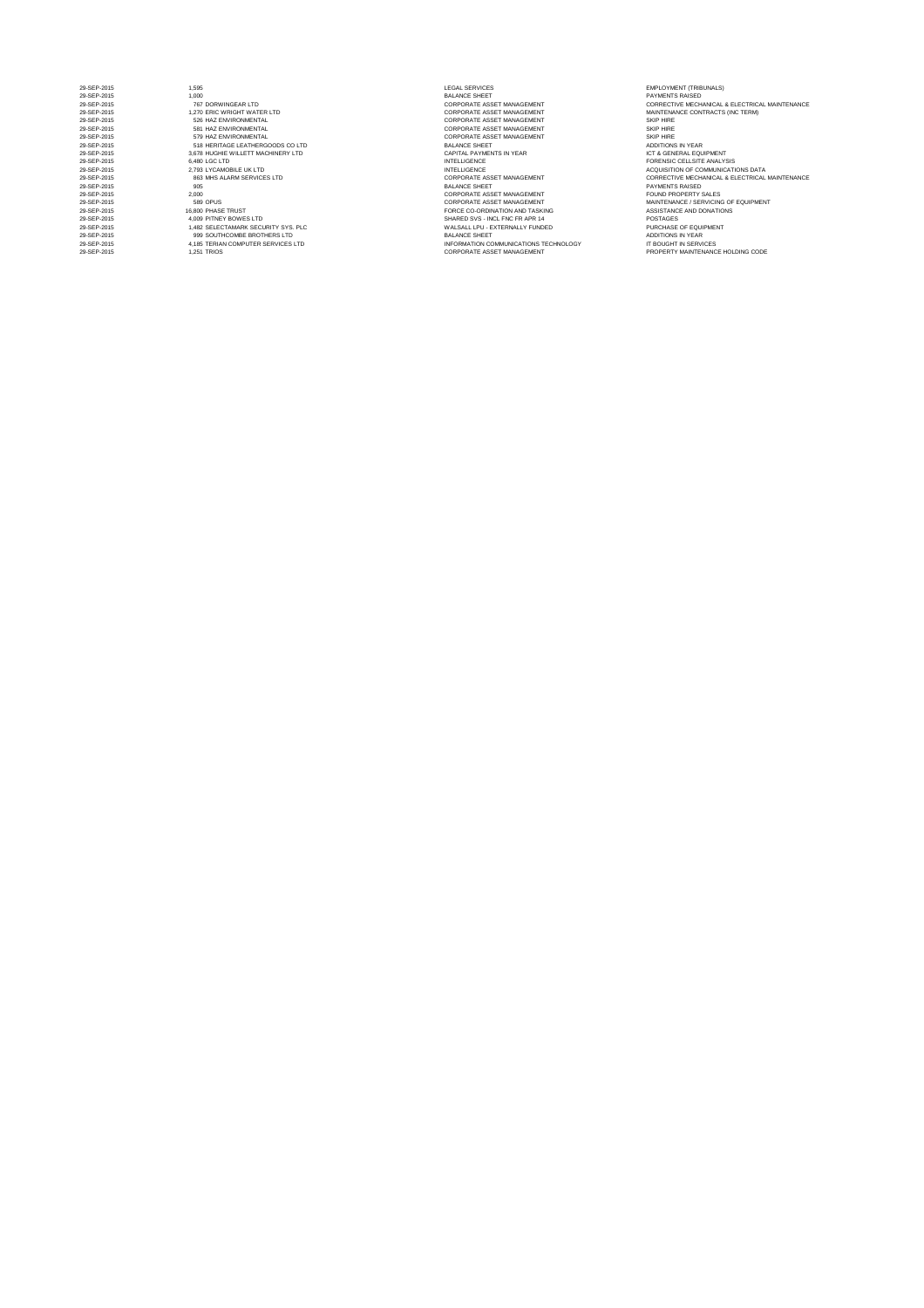| | | | | |
|---|---|---|---|---|
| 29-SEP-2015 | 1,595 | | LEGAL SERVICES | EMPLOYMENT (TRIBUNALS) |
| 29-SEP-2015 | 1,000 | | BALANCE SHEET | PAYMENTS RAISED |
| 29-SEP-2015 | 767 | DORWINGEAR LTD | CORPORATE ASSET MANAGEMENT | CORRECTIVE MECHANICAL & ELECTRICAL MAINTENANCE |
| 29-SEP-2015 | 1,270 | ERIC WRIGHT WATER LTD | CORPORATE ASSET MANAGEMENT | MAINTENANCE CONTRACTS (INC TERM) |
| 29-SEP-2015 | 526 | HAZ ENVIRONMENTAL | CORPORATE ASSET MANAGEMENT | SKIP HIRE |
| 29-SEP-2015 | 581 | HAZ ENVIRONMENTAL | CORPORATE ASSET MANAGEMENT | SKIP HIRE |
| 29-SEP-2015 | 579 | HAZ ENVIRONMENTAL | CORPORATE ASSET MANAGEMENT | SKIP HIRE |
| 29-SEP-2015 | 518 | HERITAGE LEATHERGOODS CO LTD | BALANCE SHEET | ADDITIONS IN YEAR |
| 29-SEP-2015 | 3,678 | HUGHIE WILLETT MACHINERY LTD | CAPITAL PAYMENTS IN YEAR | ICT & GENERAL EQUIPMENT |
| 29-SEP-2015 | 6,480 | LGC LTD | INTELLIGENCE | FORENSIC CELLSITE ANALYSIS |
| 29-SEP-2015 | 2,793 | LYCAMOBILE UK LTD | INTELLIGENCE | ACQUISITION OF COMMUNICATIONS DATA |
| 29-SEP-2015 | 863 | MHS ALARM SERVICES LTD | CORPORATE ASSET MANAGEMENT | CORRECTIVE MECHANICAL & ELECTRICAL MAINTENANCE |
| 29-SEP-2015 | 905 | | BALANCE SHEET | PAYMENTS RAISED |
| 29-SEP-2015 | 2,000 | | CORPORATE ASSET MANAGEMENT | FOUND PROPERTY SALES |
| 29-SEP-2015 | 589 | OPUS | CORPORATE ASSET MANAGEMENT | MAINTENANCE / SERVICING OF EQUIPMENT |
| 29-SEP-2015 | 16,800 | PHASE TRUST | FORCE CO-ORDINATION AND TASKING | ASSISTANCE AND DONATIONS |
| 29-SEP-2015 | 4,009 | PITNEY BOWES LTD | SHARED SVS - INCL FNC FR APR 14 | POSTAGES |
| 29-SEP-2015 | 1,482 | SELECTAMARK SECURITY SYS. PLC | WALSALL LPU - EXTERNALLY FUNDED | PURCHASE OF EQUIPMENT |
| 29-SEP-2015 | 999 | SOUTHCOMBE BROTHERS LTD | BALANCE SHEET | ADDITIONS IN YEAR |
| 29-SEP-2015 | 4,185 | TERIAN COMPUTER SERVICES LTD | INFORMATION COMMUNICATIONS TECHNOLOGY | IT BOUGHT IN SERVICES |
| 29-SEP-2015 | 1,251 | TRIOS | CORPORATE ASSET MANAGEMENT | PROPERTY MAINTENANCE HOLDING CODE |